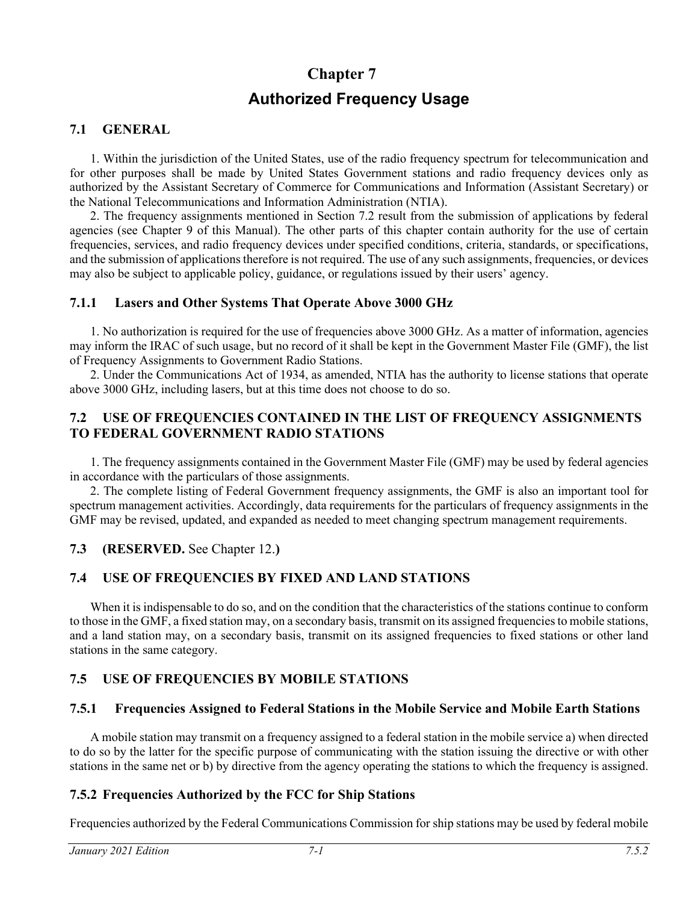# Chapter 7

# Authorized Frequency Usage

## 7.1 GENERAL

1. Within the jurisdiction of the United States, use of the radio frequency spectrum for telecommunication and for other purposes shall be made by United States Government stations and radio frequency devices only as authorized by the Assistant Secretary of Commerce for Communications and Information (Assistant Secretary) or the National Telecommunications and Information Administration (NTIA).

2. The frequency assignments mentioned in Section 7.2 result from the submission of applications by federal agencies (see Chapter 9 of this Manual). The other parts of this chapter contain authority for the use of certain frequencies, services, and radio frequency devices under specified conditions, criteria, standards, or specifications, and the submission of applications therefore is not required. The use of any such assignments, frequencies, or devices may also be subject to applicable policy, guidance, or regulations issued by their users' agency.

### 7.1.1 Lasers and Other Systems That Operate Above 3000 GHz

1. No authorization is required for the use of frequencies above 3000 GHz. As a matter of information, agencies may inform the IRAC of such usage, but no record of it shall be kept in the Government Master File (GMF), the list of Frequency Assignments to Government Radio Stations.

2. Under the Communications Act of 1934, as amended, NTIA has the authority to license stations that operate above 3000 GHz, including lasers, but at this time does not choose to do so.

## 7.2 USE OF FREQUENCIES CONTAINED IN THE LIST OF FREQUENCY ASSIGNMENTS TO FEDERAL GOVERNMENT RADIO STATIONS

1. The frequency assignments contained in the Government Master File (GMF) may be used by federal agencies in accordance with the particulars of those assignments.

2. The complete listing of Federal Government frequency assignments, the GMF is also an important tool for spectrum management activities. Accordingly, data requirements for the particulars of frequency assignments in the GMF may be revised, updated, and expanded as needed to meet changing spectrum management requirements.

## 7.3 (RESERVED. See Chapter 12.)

## 7.4 USE OF FREQUENCIES BY FIXED AND LAND STATIONS

When it is indispensable to do so, and on the condition that the characteristics of the stations continue to conform to those in the GMF, a fixed station may, on a secondary basis, transmit on its assigned frequencies to mobile stations, and a land station may, on a secondary basis, transmit on its assigned frequencies to fixed stations or other land stations in the same category.

## 7.5 USE OF FREQUENCIES BY MOBILE STATIONS

### 7.5.1 Frequencies Assigned to Federal Stations in the Mobile Service and Mobile Earth Stations

A mobile station may transmit on a frequency assigned to a federal station in the mobile service a) when directed to do so by the latter for the specific purpose of communicating with the station issuing the directive or with other stations in the same net or b) by directive from the agency operating the stations to which the frequency is assigned.

### 7.5.2 Frequencies Authorized by the FCC for Ship Stations

Frequencies authorized by the Federal Communications Commission for ship stations may be used by federal mobile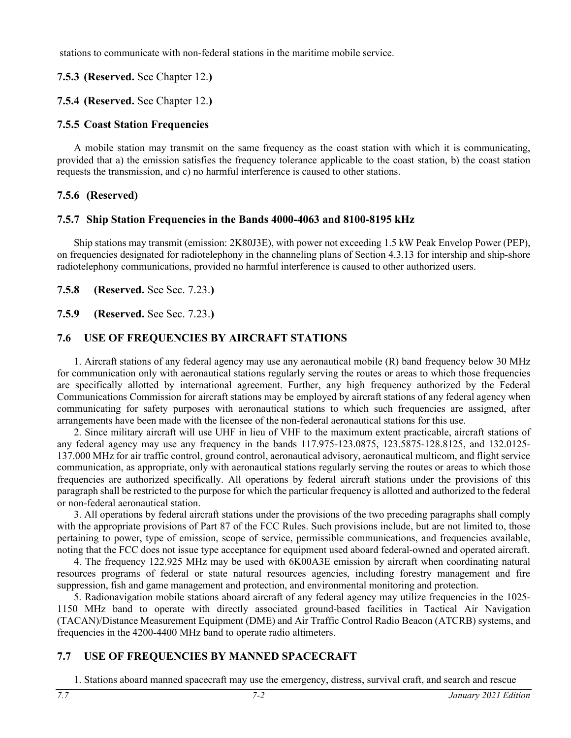stations to communicate with non-federal stations in the maritime mobile service.

### 7.5.3 (Reserved. See Chapter 12.)

### 7.5.4 (Reserved. See Chapter 12.)

### 7.5.5 Coast Station Frequencies

A mobile station may transmit on the same frequency as the coast station with which it is communicating, provided that a) the emission satisfies the frequency tolerance applicable to the coast station, b) the coast station requests the transmission, and c) no harmful interference is caused to other stations.

### 7.5.6 (Reserved)

### 7.5.7 Ship Station Frequencies in the Bands 4000-4063 and 8100-8195 kHz

Ship stations may transmit (emission: 2K80J3E), with power not exceeding 1.5 kW Peak Envelop Power (PEP), on frequencies designated for radiotelephony in the channeling plans of Section 4.3.13 for intership and ship-shore radiotelephony communications, provided no harmful interference is caused to other authorized users.

### 7.5.8 (Reserved. See Sec. 7.23.)

### 7.5.9 (Reserved. See Sec. 7.23.)

## 7.6 USE OF FREQUENCIES BY AIRCRAFT STATIONS

1. Aircraft stations of any federal agency may use any aeronautical mobile (R) band frequency below 30 MHz for communication only with aeronautical stations regularly serving the routes or areas to which those frequencies are specifically allotted by international agreement. Further, any high frequency authorized by the Federal Communications Commission for aircraft stations may be employed by aircraft stations of any federal agency when communicating for safety purposes with aeronautical stations to which such frequencies are assigned, after arrangements have been made with the licensee of the non-federal aeronautical stations for this use.

2. Since military aircraft will use UHF in lieu of VHF to the maximum extent practicable, aircraft stations of any federal agency may use any frequency in the bands 117.975-123.0875, 123.5875-128.8125, and 132.0125-137.000 MHz for air traffic control, ground control, aeronautical advisory, aeronautical multicom, and flight service communication, as appropriate, only with aeronautical stations regularly serving the routes or areas to which those frequencies are authorized specifically. All operations by federal aircraft stations under the provisions of this paragraph shall be restricted to the purpose for which the particular frequency is allotted and authorized to the federal or non-federal aeronautical station.

3. All operations by federal aircraft stations under the provisions of the two preceding paragraphs shall comply with the appropriate provisions of Part 87 of the FCC Rules. Such provisions include, but are not limited to, those pertaining to power, type of emission, scope of service, permissible communications, and frequencies available, noting that the FCC does not issue type acceptance for equipment used aboard federal-owned and operated aircraft.

4. The frequency 122.925 MHz may be used with 6K00A3E emission by aircraft when coordinating natural resources programs of federal or state natural resources agencies, including forestry management and fire suppression, fish and game management and protection, and environmental monitoring and protection.

5. Radionavigation mobile stations aboard aircraft of any federal agency may utilize frequencies in the 1025-1150 MHz band to operate with directly associated ground-based facilities in Tactical Air Navigation (TACAN)/Distance Measurement Equipment (DME) and Air Traffic Control Radio Beacon (ATCRB) systems, and frequencies in the 4200-4400 MHz band to operate radio altimeters.

## 7.7 USE OF FREQUENCIES BY MANNED SPACECRAFT

1. Stations aboard manned spacecraft may use the emergency, distress, survival craft, and search and rescue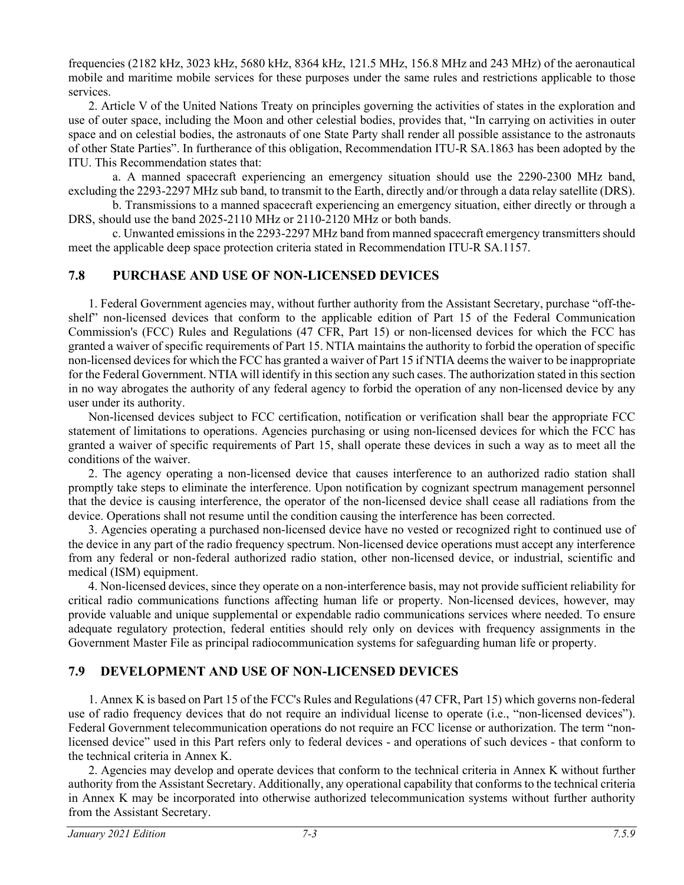frequencies (2182 kHz, 3023 kHz, 5680 kHz, 8364 kHz, 121.5 MHz, 156.8 MHz and 243 MHz) of the aeronautical mobile and maritime mobile services for these purposes under the same rules and restrictions applicable to those services.

2. Article V of the United Nations Treaty on principles governing the activities of states in the exploration and use of outer space, including the Moon and other celestial bodies, provides that, "In carrying on activities in outer space and on celestial bodies, the astronauts of one State Party shall render all possible assistance to the astronauts of other State Parties". In furtherance of this obligation, Recommendation ITU-R SA.1863 has been adopted by the ITU. This Recommendation states that:

a. A manned spacecraft experiencing an emergency situation should use the 2290-2300 MHz band, excluding the 2293-2297 MHz sub band, to transmit to the Earth, directly and/or through a data relay satellite (DRS).

b. Transmissions to a manned spacecraft experiencing an emergency situation, either directly or through a DRS, should use the band 2025-2110 MHz or 2110-2120 MHz or both bands.

c. Unwanted emissions in the 2293-2297 MHz band from manned spacecraft emergency transmitters should meet the applicable deep space protection criteria stated in Recommendation ITU-R SA.1157.

## 7.8 PURCHASE AND USE OF NON-LICENSED DEVICES

1. Federal Government agencies may, without further authority from the Assistant Secretary, purchase "off-the-shelf" non-licensed devices that conform to the applicable edition of Part 15 of the Federal Communication Commission's (FCC) Rules and Regulations (47 CFR, Part 15) or non-licensed devices for which the FCC has granted a waiver of specific requirements of Part 15. NTIA maintains the authority to forbid the operation of specific non-licensed devices for which the FCC has granted a waiver of Part 15 if NTIA deems the waiver to be inappropriate for the Federal Government. NTIA will identify in this section any such cases. The authorization stated in this section in no way abrogates the authority of any federal agency to forbid the operation of any non-licensed device by any user under its authority.

Non-licensed devices subject to FCC certification, notification or verification shall bear the appropriate FCC statement of limitations to operations. Agencies purchasing or using non-licensed devices for which the FCC has granted a waiver of specific requirements of Part 15, shall operate these devices in such a way as to meet all the conditions of the waiver.

2. The agency operating a non-licensed device that causes interference to an authorized radio station shall promptly take steps to eliminate the interference. Upon notification by cognizant spectrum management personnel that the device is causing interference, the operator of the non-licensed device shall cease all radiations from the device. Operations shall not resume until the condition causing the interference has been corrected.

3. Agencies operating a purchased non-licensed device have no vested or recognized right to continued use of the device in any part of the radio frequency spectrum. Non-licensed device operations must accept any interference from any federal or non-federal authorized radio station, other non-licensed device, or industrial, scientific and medical (ISM) equipment.

4. Non-licensed devices, since they operate on a non-interference basis, may not provide sufficient reliability for critical radio communications functions affecting human life or property. Non-licensed devices, however, may provide valuable and unique supplemental or expendable radio communications services where needed. To ensure adequate regulatory protection, federal entities should rely only on devices with frequency assignments in the Government Master File as principal radiocommunication systems for safeguarding human life or property.

## 7.9 DEVELOPMENT AND USE OF NON-LICENSED DEVICES

1. Annex K is based on Part 15 of the FCC's Rules and Regulations (47 CFR, Part 15) which governs non-federal use of radio frequency devices that do not require an individual license to operate (i.e., "non-licensed devices"). Federal Government telecommunication operations do not require an FCC license or authorization. The term "non-licensed device" used in this Part refers only to federal devices - and operations of such devices - that conform to the technical criteria in Annex K.

2. Agencies may develop and operate devices that conform to the technical criteria in Annex K without further authority from the Assistant Secretary. Additionally, any operational capability that conforms to the technical criteria in Annex K may be incorporated into otherwise authorized telecommunication systems without further authority from the Assistant Secretary.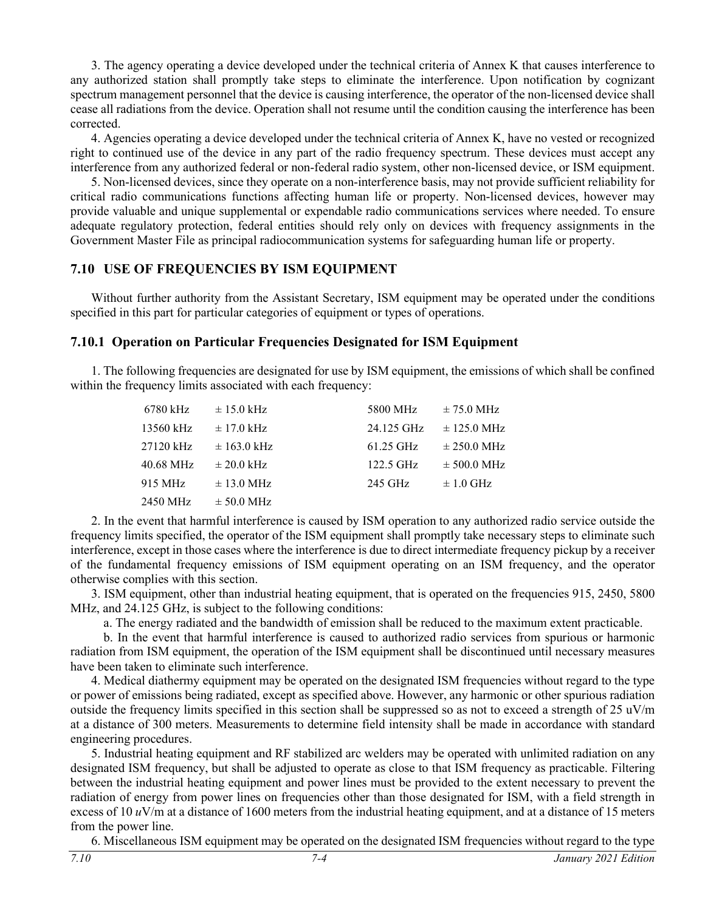3. The agency operating a device developed under the technical criteria of Annex K that causes interference to any authorized station shall promptly take steps to eliminate the interference. Upon notification by cognizant spectrum management personnel that the device is causing interference, the operator of the non-licensed device shall cease all radiations from the device. Operation shall not resume until the condition causing the interference has been corrected.

4. Agencies operating a device developed under the technical criteria of Annex K, have no vested or recognized right to continued use of the device in any part of the radio frequency spectrum. These devices must accept any interference from any authorized federal or non-federal radio system, other non-licensed device, or ISM equipment.

5. Non-licensed devices, since they operate on a non-interference basis, may not provide sufficient reliability for critical radio communications functions affecting human life or property. Non-licensed devices, however may provide valuable and unique supplemental or expendable radio communications services where needed. To ensure adequate regulatory protection, federal entities should rely only on devices with frequency assignments in the Government Master File as principal radiocommunication systems for safeguarding human life or property.

## 7.10 USE OF FREQUENCIES BY ISM EQUIPMENT

Without further authority from the Assistant Secretary, ISM equipment may be operated under the conditions specified in this part for particular categories of equipment or types of operations.

### 7.10.1 Operation on Particular Frequencies Designated for ISM Equipment

1. The following frequencies are designated for use by ISM equipment, the emissions of which shall be confined within the frequency limits associated with each frequency:

| Frequency | Limits | Frequency | Limits |
|---|---|---|---|
| 6780 kHz | ± 15.0 kHz | 5800 MHz | ± 75.0 MHz |
| 13560 kHz | ± 17.0 kHz | 24.125 GHz | ± 125.0 MHz |
| 27120 kHz | ± 163.0 kHz | 61.25 GHz | ± 250.0 MHz |
| 40.68 MHz | ± 20.0 kHz | 122.5 GHz | ± 500.0 MHz |
| 915 MHz | ± 13.0 MHz | 245 GHz | ± 1.0 GHz |
| 2450 MHz | ± 50.0 MHz | | |

2. In the event that harmful interference is caused by ISM operation to any authorized radio service outside the frequency limits specified, the operator of the ISM equipment shall promptly take necessary steps to eliminate such interference, except in those cases where the interference is due to direct intermediate frequency pickup by a receiver of the fundamental frequency emissions of ISM equipment operating on an ISM frequency, and the operator otherwise complies with this section.

3. ISM equipment, other than industrial heating equipment, that is operated on the frequencies 915, 2450, 5800 MHz, and 24.125 GHz, is subject to the following conditions:

a. The energy radiated and the bandwidth of emission shall be reduced to the maximum extent practicable.

b. In the event that harmful interference is caused to authorized radio services from spurious or harmonic radiation from ISM equipment, the operation of the ISM equipment shall be discontinued until necessary measures have been taken to eliminate such interference.

4. Medical diathermy equipment may be operated on the designated ISM frequencies without regard to the type or power of emissions being radiated, except as specified above. However, any harmonic or other spurious radiation outside the frequency limits specified in this section shall be suppressed so as not to exceed a strength of 25 uV/m at a distance of 300 meters. Measurements to determine field intensity shall be made in accordance with standard engineering procedures.

5. Industrial heating equipment and RF stabilized arc welders may be operated with unlimited radiation on any designated ISM frequency, but shall be adjusted to operate as close to that ISM frequency as practicable. Filtering between the industrial heating equipment and power lines must be provided to the extent necessary to prevent the radiation of energy from power lines on frequencies other than those designated for ISM, with a field strength in excess of 10 *u*V/m at a distance of 1600 meters from the industrial heating equipment, and at a distance of 15 meters from the power line.

6. Miscellaneous ISM equipment may be operated on the designated ISM frequencies without regard to the type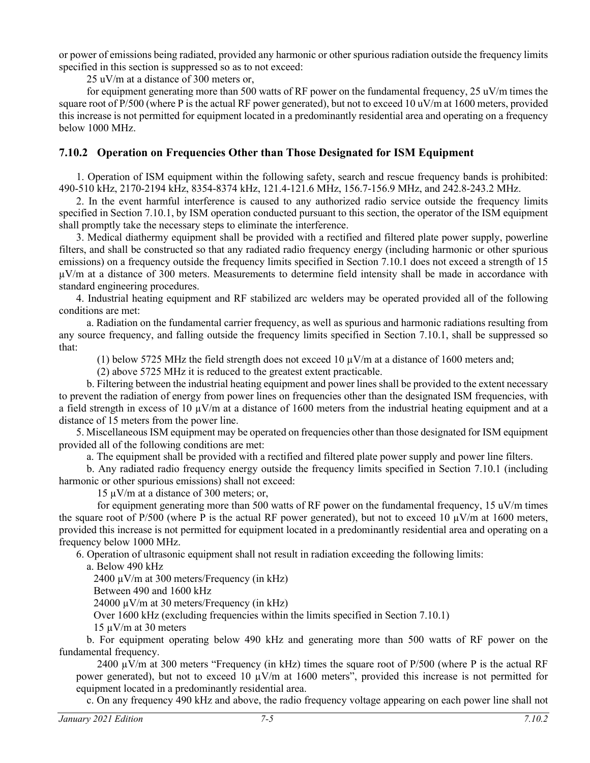or power of emissions being radiated, provided any harmonic or other spurious radiation outside the frequency limits specified in this section is suppressed so as to not exceed:

25 uV/m at a distance of 300 meters or,

for equipment generating more than 500 watts of RF power on the fundamental frequency, 25 uV/m times the square root of P/500 (where P is the actual RF power generated), but not to exceed 10 uV/m at 1600 meters, provided this increase is not permitted for equipment located in a predominantly residential area and operating on a frequency below 1000 MHz.

### 7.10.2 Operation on Frequencies Other than Those Designated for ISM Equipment

1. Operation of ISM equipment within the following safety, search and rescue frequency bands is prohibited: 490-510 kHz, 2170-2194 kHz, 8354-8374 kHz, 121.4-121.6 MHz, 156.7-156.9 MHz, and 242.8-243.2 MHz.

2. In the event harmful interference is caused to any authorized radio service outside the frequency limits specified in Section 7.10.1, by ISM operation conducted pursuant to this section, the operator of the ISM equipment shall promptly take the necessary steps to eliminate the interference.

3. Medical diathermy equipment shall be provided with a rectified and filtered plate power supply, powerline filters, and shall be constructed so that any radiated radio frequency energy (including harmonic or other spurious emissions) on a frequency outside the frequency limits specified in Section 7.10.1 does not exceed a strength of 15 µV/m at a distance of 300 meters. Measurements to determine field intensity shall be made in accordance with standard engineering procedures.

4. Industrial heating equipment and RF stabilized arc welders may be operated provided all of the following conditions are met:

a. Radiation on the fundamental carrier frequency, as well as spurious and harmonic radiations resulting from any source frequency, and falling outside the frequency limits specified in Section 7.10.1, shall be suppressed so that:

(1) below 5725 MHz the field strength does not exceed 10 µV/m at a distance of 1600 meters and;

(2) above 5725 MHz it is reduced to the greatest extent practicable.

b. Filtering between the industrial heating equipment and power lines shall be provided to the extent necessary to prevent the radiation of energy from power lines on frequencies other than the designated ISM frequencies, with a field strength in excess of 10 µV/m at a distance of 1600 meters from the industrial heating equipment and at a distance of 15 meters from the power line.

5. Miscellaneous ISM equipment may be operated on frequencies other than those designated for ISM equipment provided all of the following conditions are met:

a. The equipment shall be provided with a rectified and filtered plate power supply and power line filters.

b. Any radiated radio frequency energy outside the frequency limits specified in Section 7.10.1 (including harmonic or other spurious emissions) shall not exceed:

15 µV/m at a distance of 300 meters; or,

for equipment generating more than 500 watts of RF power on the fundamental frequency, 15 uV/m times the square root of P/500 (where P is the actual RF power generated), but not to exceed 10 µV/m at 1600 meters, provided this increase is not permitted for equipment located in a predominantly residential area and operating on a frequency below 1000 MHz.

6. Operation of ultrasonic equipment shall not result in radiation exceeding the following limits:

a. Below 490 kHz

2400 µV/m at 300 meters/Frequency (in kHz)

Between 490 and 1600 kHz

24000 µV/m at 30 meters/Frequency (in kHz)

Over 1600 kHz (excluding frequencies within the limits specified in Section 7.10.1)

15 µV/m at 30 meters

b. For equipment operating below 490 kHz and generating more than 500 watts of RF power on the fundamental frequency.

2400 µV/m at 300 meters "Frequency (in kHz) times the square root of P/500 (where P is the actual RF power generated), but not to exceed 10 µV/m at 1600 meters", provided this increase is not permitted for equipment located in a predominantly residential area.

c. On any frequency 490 kHz and above, the radio frequency voltage appearing on each power line shall not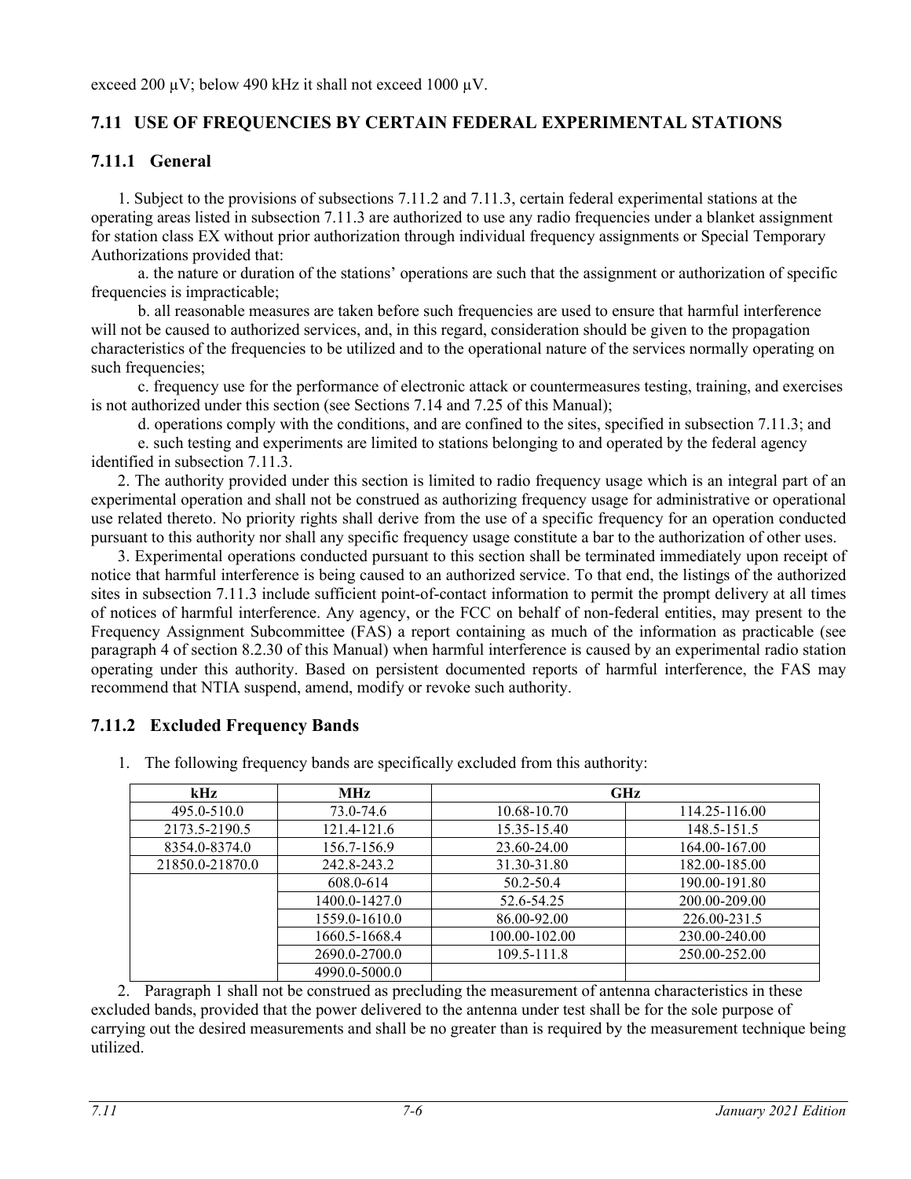exceed 200 μV; below 490 kHz it shall not exceed 1000 μV.

## 7.11 USE OF FREQUENCIES BY CERTAIN FEDERAL EXPERIMENTAL STATIONS

### 7.11.1 General

1. Subject to the provisions of subsections 7.11.2 and 7.11.3, certain federal experimental stations at the operating areas listed in subsection 7.11.3 are authorized to use any radio frequencies under a blanket assignment for station class EX without prior authorization through individual frequency assignments or Special Temporary Authorizations provided that:

   a. the nature or duration of the stations' operations are such that the assignment or authorization of specific frequencies is impracticable;

   b. all reasonable measures are taken before such frequencies are used to ensure that harmful interference will not be caused to authorized services, and, in this regard, consideration should be given to the propagation characteristics of the frequencies to be utilized and to the operational nature of the services normally operating on such frequencies;

   c. frequency use for the performance of electronic attack or countermeasures testing, training, and exercises is not authorized under this section (see Sections 7.14 and 7.25 of this Manual);

   d. operations comply with the conditions, and are confined to the sites, specified in subsection 7.11.3; and

   e. such testing and experiments are limited to stations belonging to and operated by the federal agency identified in subsection 7.11.3.

2. The authority provided under this section is limited to radio frequency usage which is an integral part of an experimental operation and shall not be construed as authorizing frequency usage for administrative or operational use related thereto. No priority rights shall derive from the use of a specific frequency for an operation conducted pursuant to this authority nor shall any specific frequency usage constitute a bar to the authorization of other uses.

3. Experimental operations conducted pursuant to this section shall be terminated immediately upon receipt of notice that harmful interference is being caused to an authorized service. To that end, the listings of the authorized sites in subsection 7.11.3 include sufficient point-of-contact information to permit the prompt delivery at all times of notices of harmful interference. Any agency, or the FCC on behalf of non-federal entities, may present to the Frequency Assignment Subcommittee (FAS) a report containing as much of the information as practicable (see paragraph 4 of section 8.2.30 of this Manual) when harmful interference is caused by an experimental radio station operating under this authority. Based on persistent documented reports of harmful interference, the FAS may recommend that NTIA suspend, amend, modify or revoke such authority.

### 7.11.2 Excluded Frequency Bands

1. The following frequency bands are specifically excluded from this authority:

| kHz | MHz | GHz | |
|---|---|---|---|
| 495.0-510.0 | 73.0-74.6 | 10.68-10.70 | 114.25-116.00 |
| 2173.5-2190.5 | 121.4-121.6 | 15.35-15.40 | 148.5-151.5 |
| 8354.0-8374.0 | 156.7-156.9 | 23.60-24.00 | 164.00-167.00 |
| 21850.0-21870.0 | 242.8-243.2 | 31.30-31.80 | 182.00-185.00 |
| | 608.0-614 | 50.2-50.4 | 190.00-191.80 |
| | 1400.0-1427.0 | 52.6-54.25 | 200.00-209.00 |
| | 1559.0-1610.0 | 86.00-92.00 | 226.00-231.5 |
| | 1660.5-1668.4 | 100.00-102.00 | 230.00-240.00 |
| | 2690.0-2700.0 | 109.5-111.8 | 250.00-252.00 |
| | 4990.0-5000.0 | | |

2. Paragraph 1 shall not be construed as precluding the measurement of antenna characteristics in these excluded bands, provided that the power delivered to the antenna under test shall be for the sole purpose of carrying out the desired measurements and shall be no greater than is required by the measurement technique being utilized.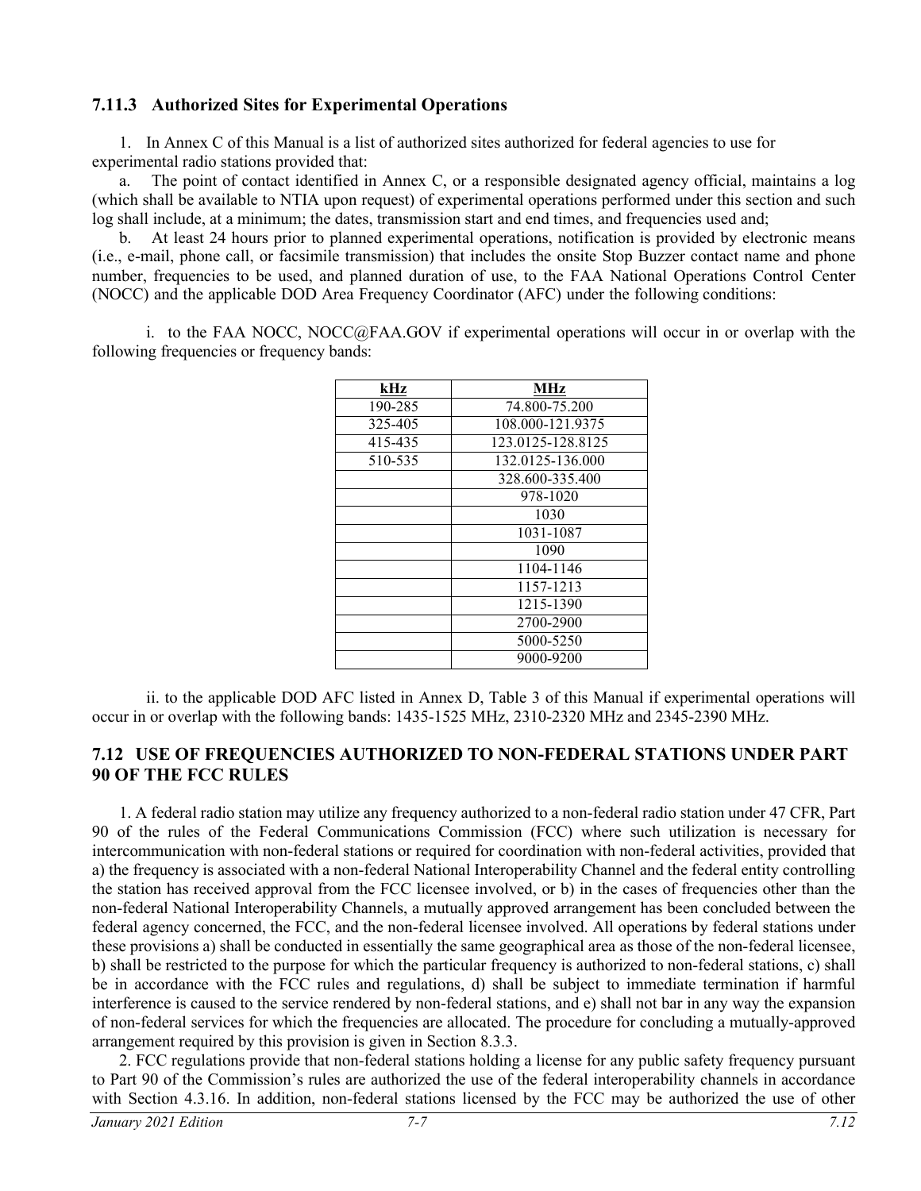### 7.11.3 Authorized Sites for Experimental Operations

1. In Annex C of this Manual is a list of authorized sites authorized for federal agencies to use for experimental radio stations provided that:

a. The point of contact identified in Annex C, or a responsible designated agency official, maintains a log (which shall be available to NTIA upon request) of experimental operations performed under this section and such log shall include, at a minimum; the dates, transmission start and end times, and frequencies used and;

b. At least 24 hours prior to planned experimental operations, notification is provided by electronic means (i.e., e-mail, phone call, or facsimile transmission) that includes the onsite Stop Buzzer contact name and phone number, frequencies to be used, and planned duration of use, to the FAA National Operations Control Center (NOCC) and the applicable DOD Area Frequency Coordinator (AFC) under the following conditions:

i. to the FAA NOCC, NOCC@FAA.GOV if experimental operations will occur in or overlap with the following frequencies or frequency bands:

| kHz | MHz |
|---|---|
| 190-285 | 74.800-75.200 |
| 325-405 | 108.000-121.9375 |
| 415-435 | 123.0125-128.8125 |
| 510-535 | 132.0125-136.000 |
| | 328.600-335.400 |
| | 978-1020 |
| | 1030 |
| | 1031-1087 |
| | 1090 |
| | 1104-1146 |
| | 1157-1213 |
| | 1215-1390 |
| | 2700-2900 |
| | 5000-5250 |
| | 9000-9200 |

ii. to the applicable DOD AFC listed in Annex D, Table 3 of this Manual if experimental operations will occur in or overlap with the following bands: 1435-1525 MHz, 2310-2320 MHz and 2345-2390 MHz.

## 7.12 USE OF FREQUENCIES AUTHORIZED TO NON-FEDERAL STATIONS UNDER PART 90 OF THE FCC RULES

1. A federal radio station may utilize any frequency authorized to a non-federal radio station under 47 CFR, Part 90 of the rules of the Federal Communications Commission (FCC) where such utilization is necessary for intercommunication with non-federal stations or required for coordination with non-federal activities, provided that a) the frequency is associated with a non-federal National Interoperability Channel and the federal entity controlling the station has received approval from the FCC licensee involved, or b) in the cases of frequencies other than the non-federal National Interoperability Channels, a mutually approved arrangement has been concluded between the federal agency concerned, the FCC, and the non-federal licensee involved. All operations by federal stations under these provisions a) shall be conducted in essentially the same geographical area as those of the non-federal licensee, b) shall be restricted to the purpose for which the particular frequency is authorized to non-federal stations, c) shall be in accordance with the FCC rules and regulations, d) shall be subject to immediate termination if harmful interference is caused to the service rendered by non-federal stations, and e) shall not bar in any way the expansion of non-federal services for which the frequencies are allocated. The procedure for concluding a mutually-approved arrangement required by this provision is given in Section 8.3.3.

2. FCC regulations provide that non-federal stations holding a license for any public safety frequency pursuant to Part 90 of the Commission's rules are authorized the use of the federal interoperability channels in accordance with Section 4.3.16. In addition, non-federal stations licensed by the FCC may be authorized the use of other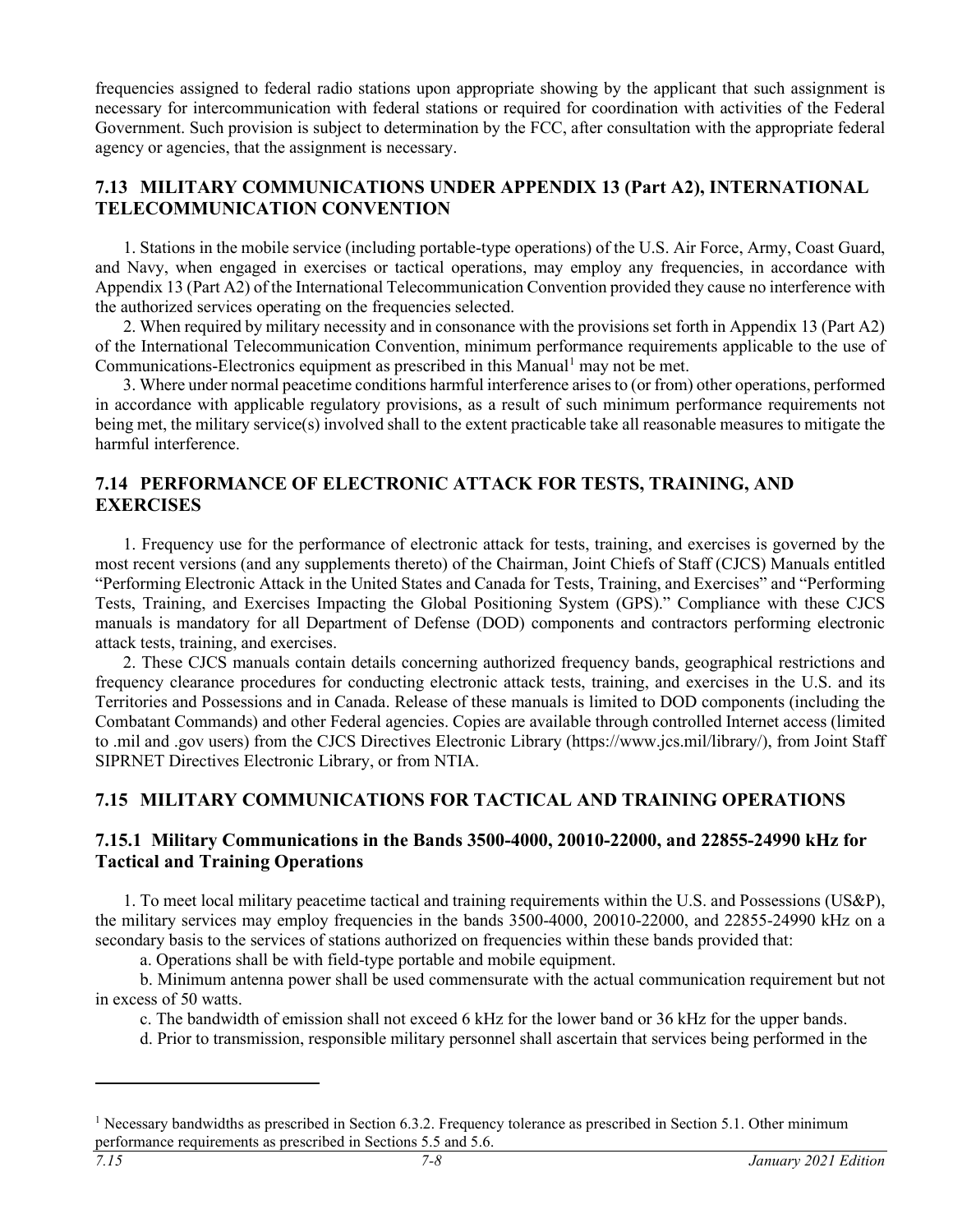frequencies assigned to federal radio stations upon appropriate showing by the applicant that such assignment is necessary for intercommunication with federal stations or required for coordination with activities of the Federal Government. Such provision is subject to determination by the FCC, after consultation with the appropriate federal agency or agencies, that the assignment is necessary.

## 7.13 MILITARY COMMUNICATIONS UNDER APPENDIX 13 (Part A2), INTERNATIONAL TELECOMMUNICATION CONVENTION

1. Stations in the mobile service (including portable-type operations) of the U.S. Air Force, Army, Coast Guard, and Navy, when engaged in exercises or tactical operations, may employ any frequencies, in accordance with Appendix 13 (Part A2) of the International Telecommunication Convention provided they cause no interference with the authorized services operating on the frequencies selected.

2. When required by military necessity and in consonance with the provisions set forth in Appendix 13 (Part A2) of the International Telecommunication Convention, minimum performance requirements applicable to the use of Communications-Electronics equipment as prescribed in this Manual[1] may not be met.

3. Where under normal peacetime conditions harmful interference arises to (or from) other operations, performed in accordance with applicable regulatory provisions, as a result of such minimum performance requirements not being met, the military service(s) involved shall to the extent practicable take all reasonable measures to mitigate the harmful interference.

## 7.14 PERFORMANCE OF ELECTRONIC ATTACK FOR TESTS, TRAINING, AND EXERCISES

1. Frequency use for the performance of electronic attack for tests, training, and exercises is governed by the most recent versions (and any supplements thereto) of the Chairman, Joint Chiefs of Staff (CJCS) Manuals entitled "Performing Electronic Attack in the United States and Canada for Tests, Training, and Exercises" and "Performing Tests, Training, and Exercises Impacting the Global Positioning System (GPS)." Compliance with these CJCS manuals is mandatory for all Department of Defense (DOD) components and contractors performing electronic attack tests, training, and exercises.

2. These CJCS manuals contain details concerning authorized frequency bands, geographical restrictions and frequency clearance procedures for conducting electronic attack tests, training, and exercises in the U.S. and its Territories and Possessions and in Canada. Release of these manuals is limited to DOD components (including the Combatant Commands) and other Federal agencies. Copies are available through controlled Internet access (limited to .mil and .gov users) from the CJCS Directives Electronic Library (https://www.jcs.mil/library/), from Joint Staff SIPRNET Directives Electronic Library, or from NTIA.

## 7.15 MILITARY COMMUNICATIONS FOR TACTICAL AND TRAINING OPERATIONS

### 7.15.1 Military Communications in the Bands 3500-4000, 20010-22000, and 22855-24990 kHz for Tactical and Training Operations

1. To meet local military peacetime tactical and training requirements within the U.S. and Possessions (US&P), the military services may employ frequencies in the bands 3500-4000, 20010-22000, and 22855-24990 kHz on a secondary basis to the services of stations authorized on frequencies within these bands provided that:

a. Operations shall be with field-type portable and mobile equipment.

b. Minimum antenna power shall be used commensurate with the actual communication requirement but not in excess of 50 watts.

c. The bandwidth of emission shall not exceed 6 kHz for the lower band or 36 kHz for the upper bands.

d. Prior to transmission, responsible military personnel shall ascertain that services being performed in the

---

[1] Necessary bandwidths as prescribed in Section 6.3.2. Frequency tolerance as prescribed in Section 5.1. Other minimum performance requirements as prescribed in Sections 5.5 and 5.6.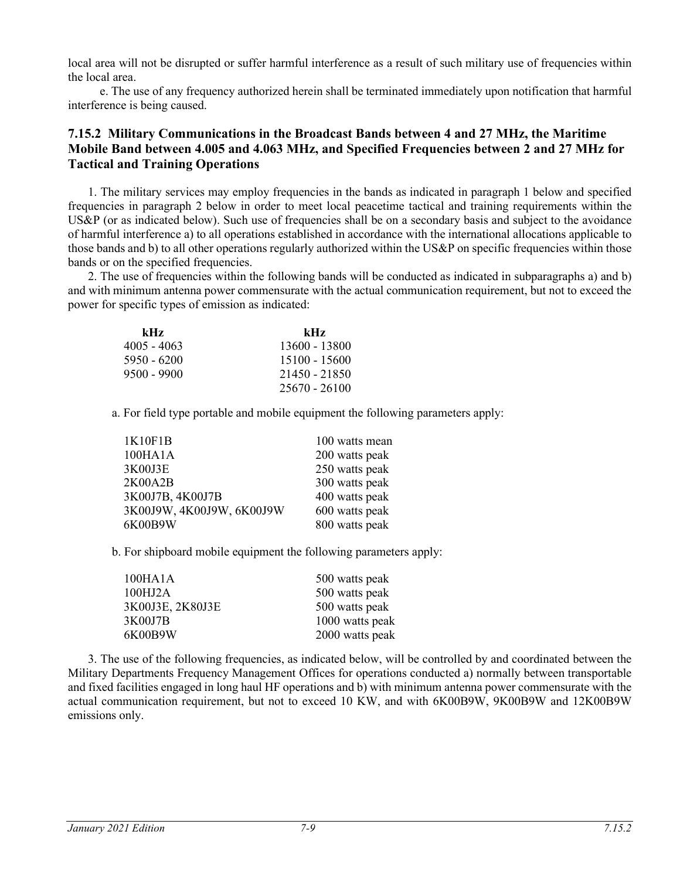local area will not be disrupted or suffer harmful interference as a result of such military use of frequencies within the local area.

e. The use of any frequency authorized herein shall be terminated immediately upon notification that harmful interference is being caused.

### 7.15.2 Military Communications in the Broadcast Bands between 4 and 27 MHz, the Maritime Mobile Band between 4.005 and 4.063 MHz, and Specified Frequencies between 2 and 27 MHz for Tactical and Training Operations

1. The military services may employ frequencies in the bands as indicated in paragraph 1 below and specified frequencies in paragraph 2 below in order to meet local peacetime tactical and training requirements within the US&P (or as indicated below). Such use of frequencies shall be on a secondary basis and subject to the avoidance of harmful interference a) to all operations established in accordance with the international allocations applicable to those bands and b) to all other operations regularly authorized within the US&P on specific frequencies within those bands or on the specified frequencies.

2. The use of frequencies within the following bands will be conducted as indicated in subparagraphs a) and b) and with minimum antenna power commensurate with the actual communication requirement, but not to exceed the power for specific types of emission as indicated:

| kHz | kHz |
|---|---|
| 4005 - 4063 | 13600 - 13800 |
| 5950 - 6200 | 15100 - 15600 |
| 9500 - 9900 | 21450 - 21850 |
| | 25670 - 26100 |

a. For field type portable and mobile equipment the following parameters apply:

| | |
|---|---|
| 1K10F1B | 100 watts mean |
| 100HA1A | 200 watts peak |
| 3K00J3E | 250 watts peak |
| 2K00A2B | 300 watts peak |
| 3K00J7B, 4K00J7B | 400 watts peak |
| 3K00J9W, 4K00J9W, 6K00J9W | 600 watts peak |
| 6K00B9W | 800 watts peak |

b. For shipboard mobile equipment the following parameters apply:

| | |
|---|---|
| 100HA1A | 500 watts peak |
| 100HJ2A | 500 watts peak |
| 3K00J3E, 2K80J3E | 500 watts peak |
| 3K00J7B | 1000 watts peak |
| 6K00B9W | 2000 watts peak |

3. The use of the following frequencies, as indicated below, will be controlled by and coordinated between the Military Departments Frequency Management Offices for operations conducted a) normally between transportable and fixed facilities engaged in long haul HF operations and b) with minimum antenna power commensurate with the actual communication requirement, but not to exceed 10 KW, and with 6K00B9W, 9K00B9W and 12K00B9W emissions only.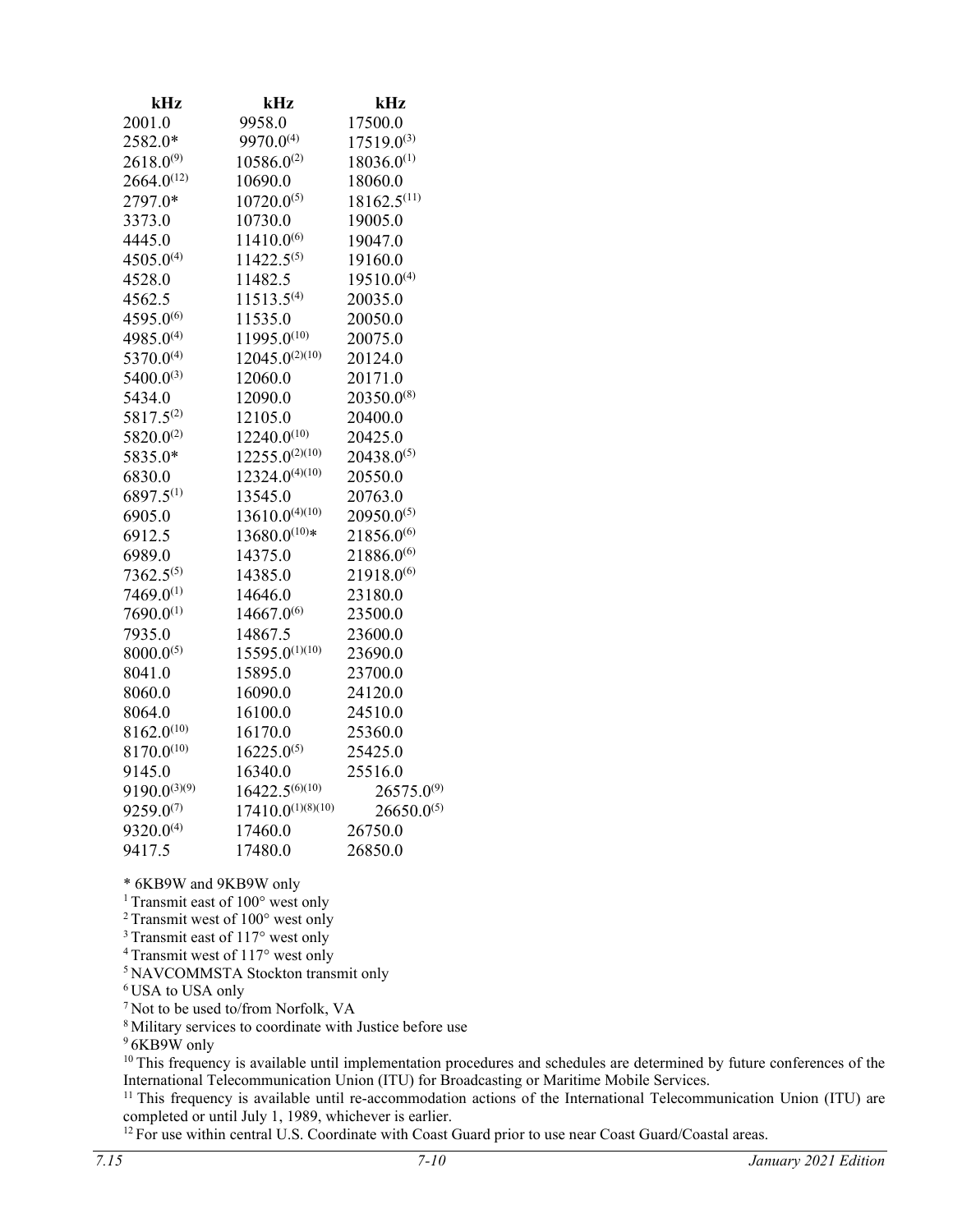| kHz | kHz | kHz |
|---|---|---|
| 2001.0 | 9958.0 | 17500.0 |
| 2582.0* | 9970.0[4] | 17519.0[3] |
| 2618.0[9] | 10586.0[2] | 18036.0[1] |
| 2664.0[12] | 10690.0 | 18060.0 |
| 2797.0* | 10720.0[5] | 18162.5[11] |
| 3373.0 | 10730.0 | 19005.0 |
| 4445.0 | 11410.0[6] | 19047.0 |
| 4505.0[4] | 11422.5[5] | 19160.0 |
| 4528.0 | 11482.5 | 19510.0[4] |
| 4562.5 | 11513.5[4] | 20035.0 |
| 4595.0[6] | 11535.0 | 20050.0 |
| 4985.0[4] | 11995.0[10] | 20075.0 |
| 5370.0[4] | 12045.0[2][10] | 20124.0 |
| 5400.0[3] | 12060.0 | 20171.0 |
| 5434.0 | 12090.0 | 20350.0[8] |
| 5817.5[2] | 12105.0 | 20400.0 |
| 5820.0[2] | 12240.0[10] | 20425.0 |
| 5835.0* | 12255.0[2][10] | 20438.0[5] |
| 6830.0 | 12324.0[4][10] | 20550.0 |
| 6897.5[1] | 13545.0 | 20763.0 |
| 6905.0 | 13610.0[4][10] | 20950.0[5] |
| 6912.5 | 13680.0[10]* | 21856.0[6] |
| 6989.0 | 14375.0 | 21886.0[6] |
| 7362.5[5] | 14385.0 | 21918.0[6] |
| 7469.0[1] | 14646.0 | 23180.0 |
| 7690.0[1] | 14667.0[6] | 23500.0 |
| 7935.0 | 14867.5 | 23600.0 |
| 8000.0[5] | 15595.0[1][10] | 23690.0 |
| 8041.0 | 15895.0 | 23700.0 |
| 8060.0 | 16090.0 | 24120.0 |
| 8064.0 | 16100.0 | 24510.0 |
| 8162.0[10] | 16170.0 | 25360.0 |
| 8170.0[10] | 16225.0[5] | 25425.0 |
| 9145.0 | 16340.0 | 25516.0 |
| 9190.0[3][9] | 16422.5[6][10] | 26575.0[9] |
| 9259.0[7] | 17410.0[1][8][10] | 26650.0[5] |
| 9320.0[4] | 17460.0 | 26750.0 |
| 9417.5 | 17480.0 | 26850.0 |

* 6KB9W and 9KB9W only

[1] Transmit east of 100° west only

[2] Transmit west of 100° west only

[3] Transmit east of 117° west only

[4] Transmit west of 117° west only

[5] NAVCOMMSTA Stockton transmit only

[6] USA to USA only

[7] Not to be used to/from Norfolk, VA

[8] Military services to coordinate with Justice before use

[9] 6KB9W only

[10] This frequency is available until implementation procedures and schedules are determined by future conferences of the International Telecommunication Union (ITU) for Broadcasting or Maritime Mobile Services.

[11] This frequency is available until re-accommodation actions of the International Telecommunication Union (ITU) are completed or until July 1, 1989, whichever is earlier.

[12] For use within central U.S. Coordinate with Coast Guard prior to use near Coast Guard/Coastal areas.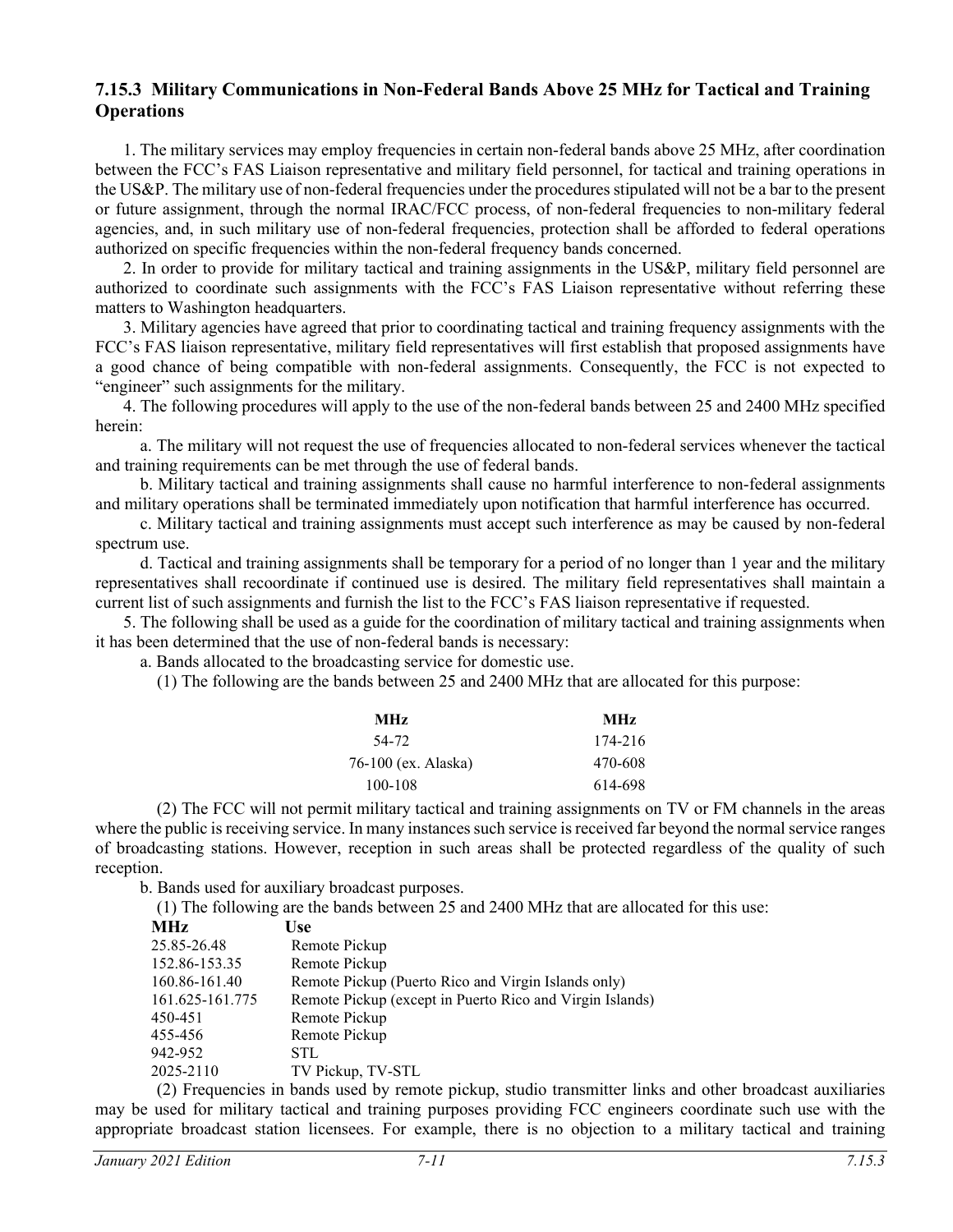### 7.15.3 Military Communications in Non-Federal Bands Above 25 MHz for Tactical and Training Operations

1. The military services may employ frequencies in certain non-federal bands above 25 MHz, after coordination between the FCC's FAS Liaison representative and military field personnel, for tactical and training operations in the US&P. The military use of non-federal frequencies under the procedures stipulated will not be a bar to the present or future assignment, through the normal IRAC/FCC process, of non-federal frequencies to non-military federal agencies, and, in such military use of non-federal frequencies, protection shall be afforded to federal operations authorized on specific frequencies within the non-federal frequency bands concerned.

2. In order to provide for military tactical and training assignments in the US&P, military field personnel are authorized to coordinate such assignments with the FCC's FAS Liaison representative without referring these matters to Washington headquarters.

3. Military agencies have agreed that prior to coordinating tactical and training frequency assignments with the FCC's FAS liaison representative, military field representatives will first establish that proposed assignments have a good chance of being compatible with non-federal assignments. Consequently, the FCC is not expected to "engineer" such assignments for the military.

4. The following procedures will apply to the use of the non-federal bands between 25 and 2400 MHz specified herein:

a. The military will not request the use of frequencies allocated to non-federal services whenever the tactical and training requirements can be met through the use of federal bands.

b. Military tactical and training assignments shall cause no harmful interference to non-federal assignments and military operations shall be terminated immediately upon notification that harmful interference has occurred.

c. Military tactical and training assignments must accept such interference as may be caused by non-federal spectrum use.

d. Tactical and training assignments shall be temporary for a period of no longer than 1 year and the military representatives shall recoordinate if continued use is desired. The military field representatives shall maintain a current list of such assignments and furnish the list to the FCC's FAS liaison representative if requested.

5. The following shall be used as a guide for the coordination of military tactical and training assignments when it has been determined that the use of non-federal bands is necessary:

a. Bands allocated to the broadcasting service for domestic use.

(1) The following are the bands between 25 and 2400 MHz that are allocated for this purpose:

| MHz | MHz |
|---|---|
| 54-72 | 174-216 |
| 76-100 (ex. Alaska) | 470-608 |
| 100-108 | 614-698 |

(2) The FCC will not permit military tactical and training assignments on TV or FM channels in the areas where the public is receiving service. In many instances such service is received far beyond the normal service ranges of broadcasting stations. However, reception in such areas shall be protected regardless of the quality of such reception.

b. Bands used for auxiliary broadcast purposes.

(1) The following are the bands between 25 and 2400 MHz that are allocated for this use:

| MHz | Use |
|---|---|
| 25.85-26.48 | Remote Pickup |
| 152.86-153.35 | Remote Pickup |
| 160.86-161.40 | Remote Pickup (Puerto Rico and Virgin Islands only) |
| 161.625-161.775 | Remote Pickup (except in Puerto Rico and Virgin Islands) |
| 450-451 | Remote Pickup |
| 455-456 | Remote Pickup |
| 942-952 | STL |
| 2025-2110 | TV Pickup, TV-STL |

(2) Frequencies in bands used by remote pickup, studio transmitter links and other broadcast auxiliaries may be used for military tactical and training purposes providing FCC engineers coordinate such use with the appropriate broadcast station licensees. For example, there is no objection to a military tactical and training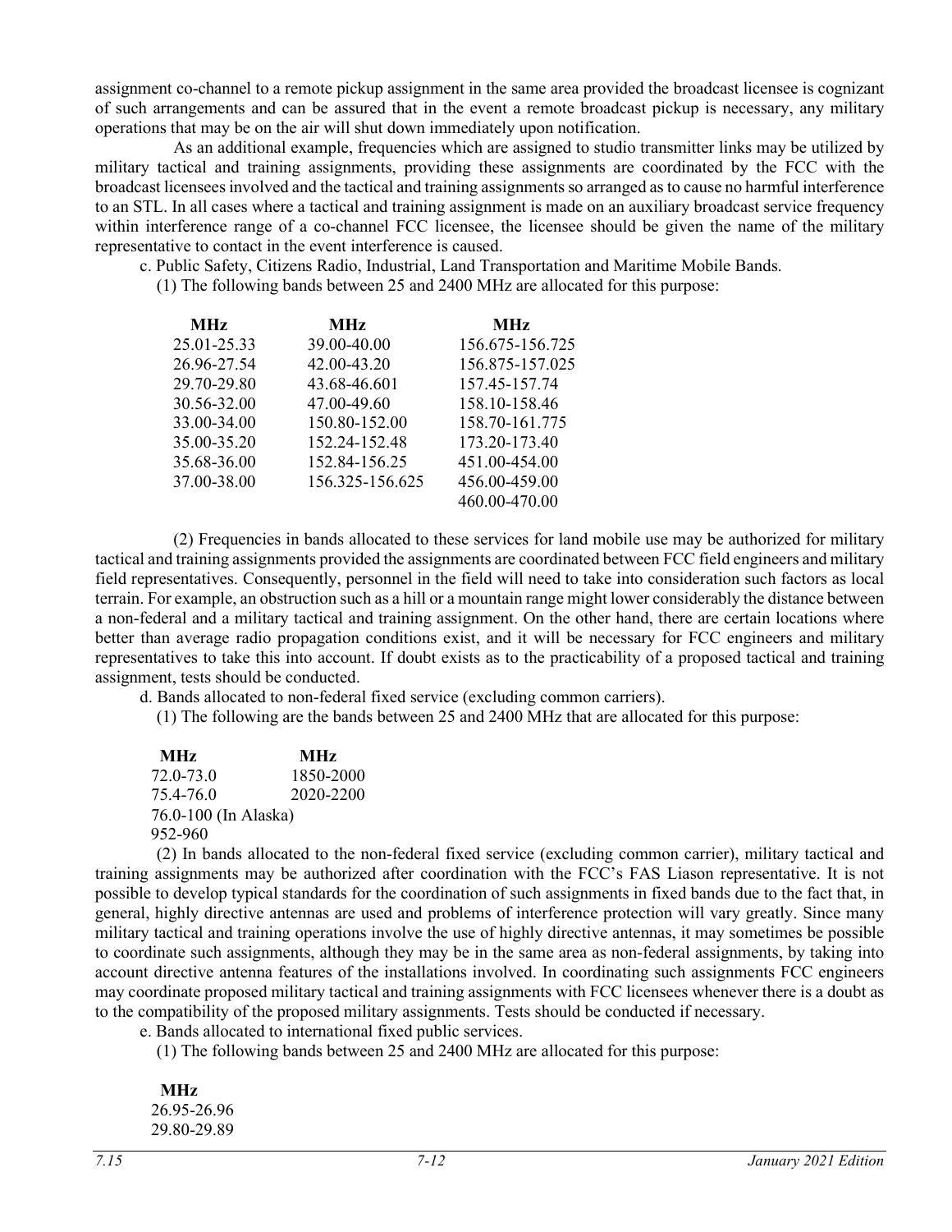assignment co-channel to a remote pickup assignment in the same area provided the broadcast licensee is cognizant of such arrangements and can be assured that in the event a remote broadcast pickup is necessary, any military operations that may be on the air will shut down immediately upon notification.

As an additional example, frequencies which are assigned to studio transmitter links may be utilized by military tactical and training assignments, providing these assignments are coordinated by the FCC with the broadcast licensees involved and the tactical and training assignments so arranged as to cause no harmful interference to an STL. In all cases where a tactical and training assignment is made on an auxiliary broadcast service frequency within interference range of a co-channel FCC licensee, the licensee should be given the name of the military representative to contact in the event interference is caused.

c. Public Safety, Citizens Radio, Industrial, Land Transportation and Maritime Mobile Bands.

(1) The following bands between 25 and 2400 MHz are allocated for this purpose:

| MHz | MHz | MHz |
|---|---|---|
| 25.01-25.33 | 39.00-40.00 | 156.675-156.725 |
| 26.96-27.54 | 42.00-43.20 | 156.875-157.025 |
| 29.70-29.80 | 43.68-46.601 | 157.45-157.74 |
| 30.56-32.00 | 47.00-49.60 | 158.10-158.46 |
| 33.00-34.00 | 150.80-152.00 | 158.70-161.775 |
| 35.00-35.20 | 152.24-152.48 | 173.20-173.40 |
| 35.68-36.00 | 152.84-156.25 | 451.00-454.00 |
| 37.00-38.00 | 156.325-156.625 | 456.00-459.00 |
| | | 460.00-470.00 |

(2) Frequencies in bands allocated to these services for land mobile use may be authorized for military tactical and training assignments provided the assignments are coordinated between FCC field engineers and military field representatives. Consequently, personnel in the field will need to take into consideration such factors as local terrain. For example, an obstruction such as a hill or a mountain range might lower considerably the distance between a non-federal and a military tactical and training assignment. On the other hand, there are certain locations where better than average radio propagation conditions exist, and it will be necessary for FCC engineers and military representatives to take this into account. If doubt exists as to the practicability of a proposed tactical and training assignment, tests should be conducted.

d. Bands allocated to non-federal fixed service (excluding common carriers).

(1) The following are the bands between 25 and 2400 MHz that are allocated for this purpose:

| MHz | MHz |
|---|---|
| 72.0-73.0 | 1850-2000 |
| 75.4-76.0 | 2020-2200 |
| 76.0-100 (In Alaska) | |
| 952-960 | |

(2) In bands allocated to the non-federal fixed service (excluding common carrier), military tactical and training assignments may be authorized after coordination with the FCC's FAS Liason representative. It is not possible to develop typical standards for the coordination of such assignments in fixed bands due to the fact that, in general, highly directive antennas are used and problems of interference protection will vary greatly. Since many military tactical and training operations involve the use of highly directive antennas, it may sometimes be possible to coordinate such assignments, although they may be in the same area as non-federal assignments, by taking into account directive antenna features of the installations involved. In coordinating such assignments FCC engineers may coordinate proposed military tactical and training assignments with FCC licensees whenever there is a doubt as to the compatibility of the proposed military assignments. Tests should be conducted if necessary.

e. Bands allocated to international fixed public services.

(1) The following bands between 25 and 2400 MHz are allocated for this purpose:

| MHz |
|---|
| 26.95-26.96 |
| 29.80-29.89 |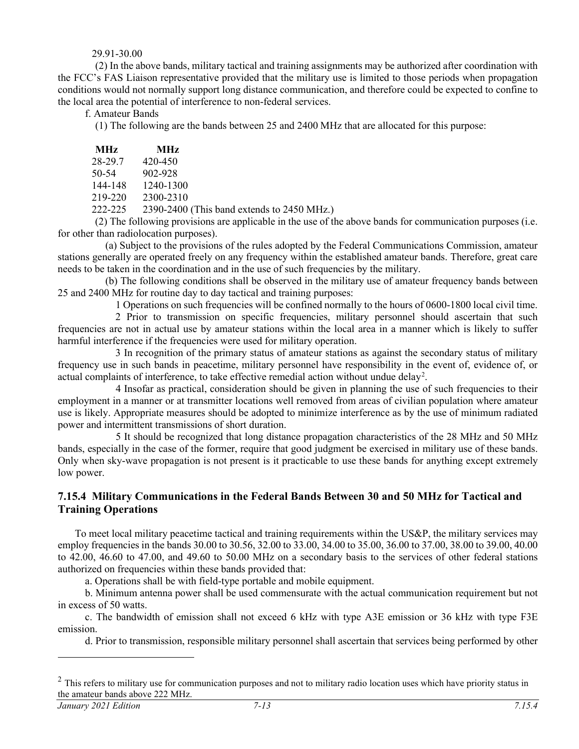29.91-30.00

(2) In the above bands, military tactical and training assignments may be authorized after coordination with the FCC's FAS Liaison representative provided that the military use is limited to those periods when propagation conditions would not normally support long distance communication, and therefore could be expected to confine to the local area the potential of interference to non-federal services.

f. Amateur Bands

(1) The following are the bands between 25 and 2400 MHz that are allocated for this purpose:

| MHz | MHz |
|---|---|
| 28-29.7 | 420-450 |
| 50-54 | 902-928 |
| 144-148 | 1240-1300 |
| 219-220 | 2300-2310 |
| 222-225 | 2390-2400 (This band extends to 2450 MHz.) |

(2) The following provisions are applicable in the use of the above bands for communication purposes (i.e. for other than radiolocation purposes).

(a) Subject to the provisions of the rules adopted by the Federal Communications Commission, amateur stations generally are operated freely on any frequency within the established amateur bands. Therefore, great care needs to be taken in the coordination and in the use of such frequencies by the military.

(b) The following conditions shall be observed in the military use of amateur frequency bands between 25 and 2400 MHz for routine day to day tactical and training purposes:

1 Operations on such frequencies will be confined normally to the hours of 0600-1800 local civil time.

2 Prior to transmission on specific frequencies, military personnel should ascertain that such frequencies are not in actual use by amateur stations within the local area in a manner which is likely to suffer harmful interference if the frequencies were used for military operation.

3 In recognition of the primary status of amateur stations as against the secondary status of military frequency use in such bands in peacetime, military personnel have responsibility in the event of, evidence of, or actual complaints of interference, to take effective remedial action without undue delay[2].

4 Insofar as practical, consideration should be given in planning the use of such frequencies to their employment in a manner or at transmitter locations well removed from areas of civilian population where amateur use is likely. Appropriate measures should be adopted to minimize interference as by the use of minimum radiated power and intermittent transmissions of short duration.

5 It should be recognized that long distance propagation characteristics of the 28 MHz and 50 MHz bands, especially in the case of the former, require that good judgment be exercised in military use of these bands. Only when sky-wave propagation is not present is it practicable to use these bands for anything except extremely low power.

### 7.15.4 Military Communications in the Federal Bands Between 30 and 50 MHz for Tactical and Training Operations

To meet local military peacetime tactical and training requirements within the US&P, the military services may employ frequencies in the bands 30.00 to 30.56, 32.00 to 33.00, 34.00 to 35.00, 36.00 to 37.00, 38.00 to 39.00, 40.00 to 42.00, 46.60 to 47.00, and 49.60 to 50.00 MHz on a secondary basis to the services of other federal stations authorized on frequencies within these bands provided that:

a. Operations shall be with field-type portable and mobile equipment.

b. Minimum antenna power shall be used commensurate with the actual communication requirement but not in excess of 50 watts.

c. The bandwidth of emission shall not exceed 6 kHz with type A3E emission or 36 kHz with type F3E emission.

d. Prior to transmission, responsible military personnel shall ascertain that services being performed by other

---

[2] This refers to military use for communication purposes and not to military radio location uses which have priority status in the amateur bands above 222 MHz.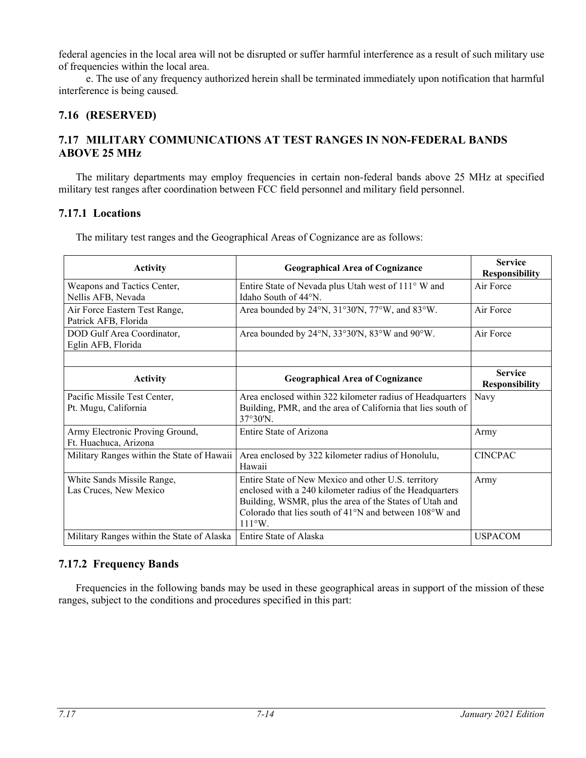federal agencies in the local area will not be disrupted or suffer harmful interference as a result of such military use of frequencies within the local area.

e. The use of any frequency authorized herein shall be terminated immediately upon notification that harmful interference is being caused.

## 7.16 (RESERVED)

## 7.17 MILITARY COMMUNICATIONS AT TEST RANGES IN NON-FEDERAL BANDS ABOVE 25 MHz

The military departments may employ frequencies in certain non-federal bands above 25 MHz at specified military test ranges after coordination between FCC field personnel and military field personnel.

### 7.17.1 Locations

The military test ranges and the Geographical Areas of Cognizance are as follows:

| Activity | Geographical Area of Cognizance | Service Responsibility |
|---|---|---|
| Weapons and Tactics Center, Nellis AFB, Nevada | Entire State of Nevada plus Utah west of 111° W and Idaho South of 44°N. | Air Force |
| Air Force Eastern Test Range, Patrick AFB, Florida | Area bounded by 24°N, 31°30'N, 77°W, and 83°W. | Air Force |
| DOD Gulf Area Coordinator, Eglin AFB, Florida | Area bounded by 24°N, 33°30'N, 83°W and 90°W. | Air Force |
| | | |
| **Activity** | **Geographical Area of Cognizance** | **Service Responsibility** |
| Pacific Missile Test Center, Pt. Mugu, California | Area enclosed within 322 kilometer radius of Headquarters Building, PMR, and the area of California that lies south of 37°30'N. | Navy |
| Army Electronic Proving Ground, Ft. Huachuca, Arizona | Entire State of Arizona | Army |
| Military Ranges within the State of Hawaii | Area enclosed by 322 kilometer radius of Honolulu, Hawaii | CINCPAC |
| White Sands Missile Range, Las Cruces, New Mexico | Entire State of New Mexico and other U.S. territory enclosed with a 240 kilometer radius of the Headquarters Building, WSMR, plus the area of the States of Utah and Colorado that lies south of 41°N and between 108°W and 111°W. | Army |
| Military Ranges within the State of Alaska | Entire State of Alaska | USPACOM |

### 7.17.2 Frequency Bands

Frequencies in the following bands may be used in these geographical areas in support of the mission of these ranges, subject to the conditions and procedures specified in this part: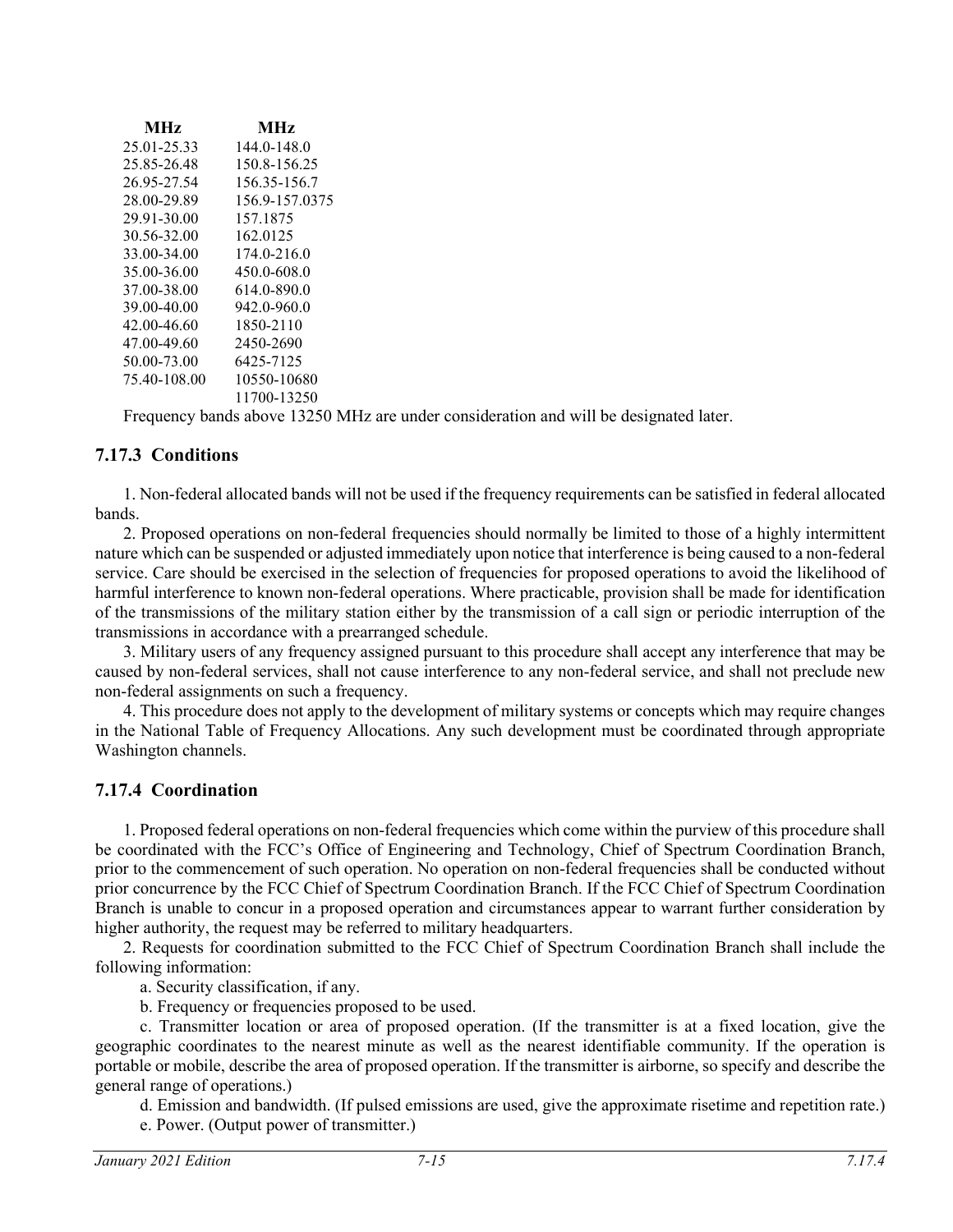| MHz | MHz |
|---|---|
| 25.01-25.33 | 144.0-148.0 |
| 25.85-26.48 | 150.8-156.25 |
| 26.95-27.54 | 156.35-156.7 |
| 28.00-29.89 | 156.9-157.0375 |
| 29.91-30.00 | 157.1875 |
| 30.56-32.00 | 162.0125 |
| 33.00-34.00 | 174.0-216.0 |
| 35.00-36.00 | 450.0-608.0 |
| 37.00-38.00 | 614.0-890.0 |
| 39.00-40.00 | 942.0-960.0 |
| 42.00-46.60 | 1850-2110 |
| 47.00-49.60 | 2450-2690 |
| 50.00-73.00 | 6425-7125 |
| 75.40-108.00 | 10550-10680 |
| | 11700-13250 |

Frequency bands above 13250 MHz are under consideration and will be designated later.

### 7.17.3 Conditions

1. Non-federal allocated bands will not be used if the frequency requirements can be satisfied in federal allocated bands.

2. Proposed operations on non-federal frequencies should normally be limited to those of a highly intermittent nature which can be suspended or adjusted immediately upon notice that interference is being caused to a non-federal service. Care should be exercised in the selection of frequencies for proposed operations to avoid the likelihood of harmful interference to known non-federal operations. Where practicable, provision shall be made for identification of the transmissions of the military station either by the transmission of a call sign or periodic interruption of the transmissions in accordance with a prearranged schedule.

3. Military users of any frequency assigned pursuant to this procedure shall accept any interference that may be caused by non-federal services, shall not cause interference to any non-federal service, and shall not preclude new non-federal assignments on such a frequency.

4. This procedure does not apply to the development of military systems or concepts which may require changes in the National Table of Frequency Allocations. Any such development must be coordinated through appropriate Washington channels.

### 7.17.4 Coordination

1. Proposed federal operations on non-federal frequencies which come within the purview of this procedure shall be coordinated with the FCC's Office of Engineering and Technology, Chief of Spectrum Coordination Branch, prior to the commencement of such operation. No operation on non-federal frequencies shall be conducted without prior concurrence by the FCC Chief of Spectrum Coordination Branch. If the FCC Chief of Spectrum Coordination Branch is unable to concur in a proposed operation and circumstances appear to warrant further consideration by higher authority, the request may be referred to military headquarters.

2. Requests for coordination submitted to the FCC Chief of Spectrum Coordination Branch shall include the following information:

a. Security classification, if any.

b. Frequency or frequencies proposed to be used.

c. Transmitter location or area of proposed operation. (If the transmitter is at a fixed location, give the geographic coordinates to the nearest minute as well as the nearest identifiable community. If the operation is portable or mobile, describe the area of proposed operation. If the transmitter is airborne, so specify and describe the general range of operations.)

d. Emission and bandwidth. (If pulsed emissions are used, give the approximate risetime and repetition rate.)

e. Power. (Output power of transmitter.)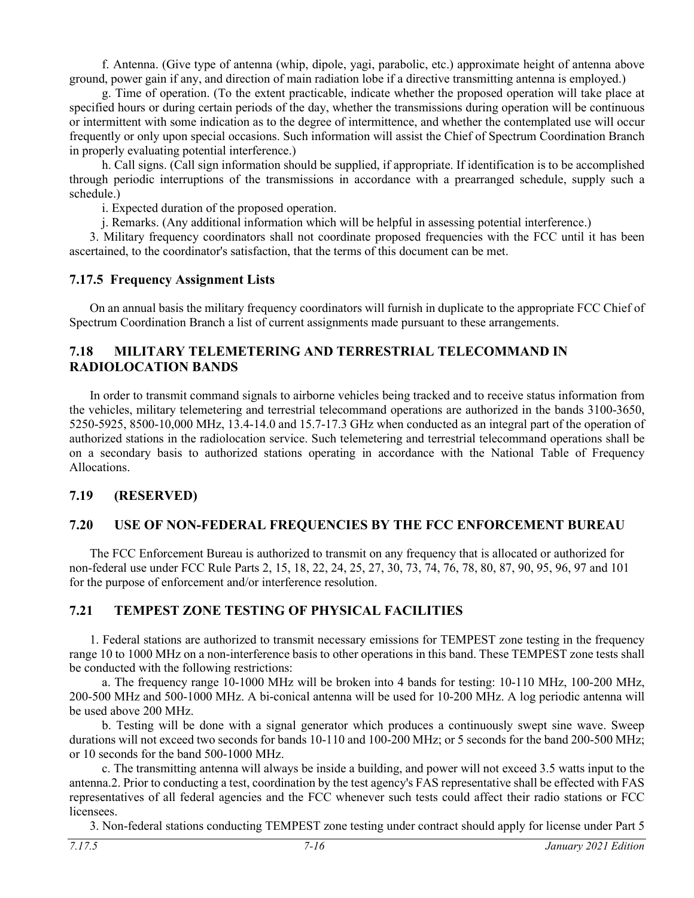f. Antenna. (Give type of antenna (whip, dipole, yagi, parabolic, etc.) approximate height of antenna above ground, power gain if any, and direction of main radiation lobe if a directive transmitting antenna is employed.)

g. Time of operation. (To the extent practicable, indicate whether the proposed operation will take place at specified hours or during certain periods of the day, whether the transmissions during operation will be continuous or intermittent with some indication as to the degree of intermittence, and whether the contemplated use will occur frequently or only upon special occasions. Such information will assist the Chief of Spectrum Coordination Branch in properly evaluating potential interference.)

h. Call signs. (Call sign information should be supplied, if appropriate. If identification is to be accomplished through periodic interruptions of the transmissions in accordance with a prearranged schedule, supply such a schedule.)

i. Expected duration of the proposed operation.

j. Remarks. (Any additional information which will be helpful in assessing potential interference.)

3. Military frequency coordinators shall not coordinate proposed frequencies with the FCC until it has been ascertained, to the coordinator's satisfaction, that the terms of this document can be met.

### 7.17.5 Frequency Assignment Lists

On an annual basis the military frequency coordinators will furnish in duplicate to the appropriate FCC Chief of Spectrum Coordination Branch a list of current assignments made pursuant to these arrangements.

## 7.18 MILITARY TELEMETERING AND TERRESTRIAL TELECOMMAND IN RADIOLOCATION BANDS

In order to transmit command signals to airborne vehicles being tracked and to receive status information from the vehicles, military telemetering and terrestrial telecommand operations are authorized in the bands 3100-3650, 5250-5925, 8500-10,000 MHz, 13.4-14.0 and 15.7-17.3 GHz when conducted as an integral part of the operation of authorized stations in the radiolocation service. Such telemetering and terrestrial telecommand operations shall be on a secondary basis to authorized stations operating in accordance with the National Table of Frequency Allocations.

## 7.19 (RESERVED)

## 7.20 USE OF NON-FEDERAL FREQUENCIES BY THE FCC ENFORCEMENT BUREAU

The FCC Enforcement Bureau is authorized to transmit on any frequency that is allocated or authorized for non-federal use under FCC Rule Parts 2, 15, 18, 22, 24, 25, 27, 30, 73, 74, 76, 78, 80, 87, 90, 95, 96, 97 and 101 for the purpose of enforcement and/or interference resolution.

## 7.21 TEMPEST ZONE TESTING OF PHYSICAL FACILITIES

1. Federal stations are authorized to transmit necessary emissions for TEMPEST zone testing in the frequency range 10 to 1000 MHz on a non-interference basis to other operations in this band. These TEMPEST zone tests shall be conducted with the following restrictions:

a. The frequency range 10-1000 MHz will be broken into 4 bands for testing: 10-110 MHz, 100-200 MHz, 200-500 MHz and 500-1000 MHz. A bi-conical antenna will be used for 10-200 MHz. A log periodic antenna will be used above 200 MHz.

b. Testing will be done with a signal generator which produces a continuously swept sine wave. Sweep durations will not exceed two seconds for bands 10-110 and 100-200 MHz; or 5 seconds for the band 200-500 MHz; or 10 seconds for the band 500-1000 MHz.

c. The transmitting antenna will always be inside a building, and power will not exceed 3.5 watts input to the antenna.2. Prior to conducting a test, coordination by the test agency's FAS representative shall be effected with FAS representatives of all federal agencies and the FCC whenever such tests could affect their radio stations or FCC licensees.

3. Non-federal stations conducting TEMPEST zone testing under contract should apply for license under Part 5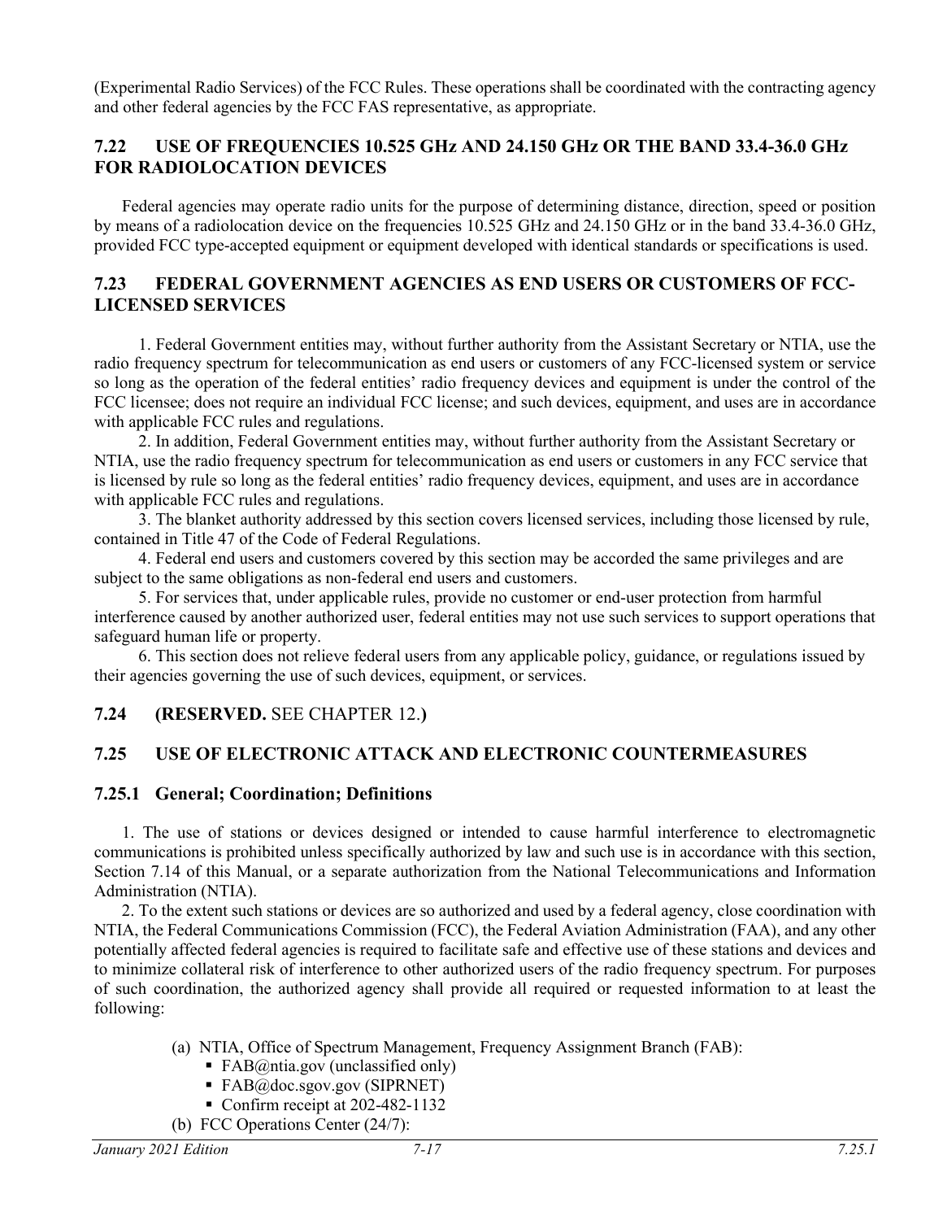(Experimental Radio Services) of the FCC Rules. These operations shall be coordinated with the contracting agency and other federal agencies by the FCC FAS representative, as appropriate.

## 7.22 USE OF FREQUENCIES 10.525 GHz AND 24.150 GHz OR THE BAND 33.4-36.0 GHz FOR RADIOLOCATION DEVICES

Federal agencies may operate radio units for the purpose of determining distance, direction, speed or position by means of a radiolocation device on the frequencies 10.525 GHz and 24.150 GHz or in the band 33.4-36.0 GHz, provided FCC type-accepted equipment or equipment developed with identical standards or specifications is used.

## 7.23 FEDERAL GOVERNMENT AGENCIES AS END USERS OR CUSTOMERS OF FCC-LICENSED SERVICES

1. Federal Government entities may, without further authority from the Assistant Secretary or NTIA, use the radio frequency spectrum for telecommunication as end users or customers of any FCC-licensed system or service so long as the operation of the federal entities' radio frequency devices and equipment is under the control of the FCC licensee; does not require an individual FCC license; and such devices, equipment, and uses are in accordance with applicable FCC rules and regulations.

2. In addition, Federal Government entities may, without further authority from the Assistant Secretary or NTIA, use the radio frequency spectrum for telecommunication as end users or customers in any FCC service that is licensed by rule so long as the federal entities' radio frequency devices, equipment, and uses are in accordance with applicable FCC rules and regulations.

3. The blanket authority addressed by this section covers licensed services, including those licensed by rule, contained in Title 47 of the Code of Federal Regulations.

4. Federal end users and customers covered by this section may be accorded the same privileges and are subject to the same obligations as non-federal end users and customers.

5. For services that, under applicable rules, provide no customer or end-user protection from harmful interference caused by another authorized user, federal entities may not use such services to support operations that safeguard human life or property.

6. This section does not relieve federal users from any applicable policy, guidance, or regulations issued by their agencies governing the use of such devices, equipment, or services.

## 7.24 (RESERVED. SEE CHAPTER 12.)

## 7.25 USE OF ELECTRONIC ATTACK AND ELECTRONIC COUNTERMEASURES

### 7.25.1 General; Coordination; Definitions

1. The use of stations or devices designed or intended to cause harmful interference to electromagnetic communications is prohibited unless specifically authorized by law and such use is in accordance with this section, Section 7.14 of this Manual, or a separate authorization from the National Telecommunications and Information Administration (NTIA).

2. To the extent such stations or devices are so authorized and used by a federal agency, close coordination with NTIA, the Federal Communications Commission (FCC), the Federal Aviation Administration (FAA), and any other potentially affected federal agencies is required to facilitate safe and effective use of these stations and devices and to minimize collateral risk of interference to other authorized users of the radio frequency spectrum. For purposes of such coordination, the authorized agency shall provide all required or requested information to at least the following:

(a) NTIA, Office of Spectrum Management, Frequency Assignment Branch (FAB):
- FAB@ntia.gov (unclassified only)
- FAB@doc.sgov.gov (SIPRNET)
- Confirm receipt at 202-482-1132

(b) FCC Operations Center (24/7):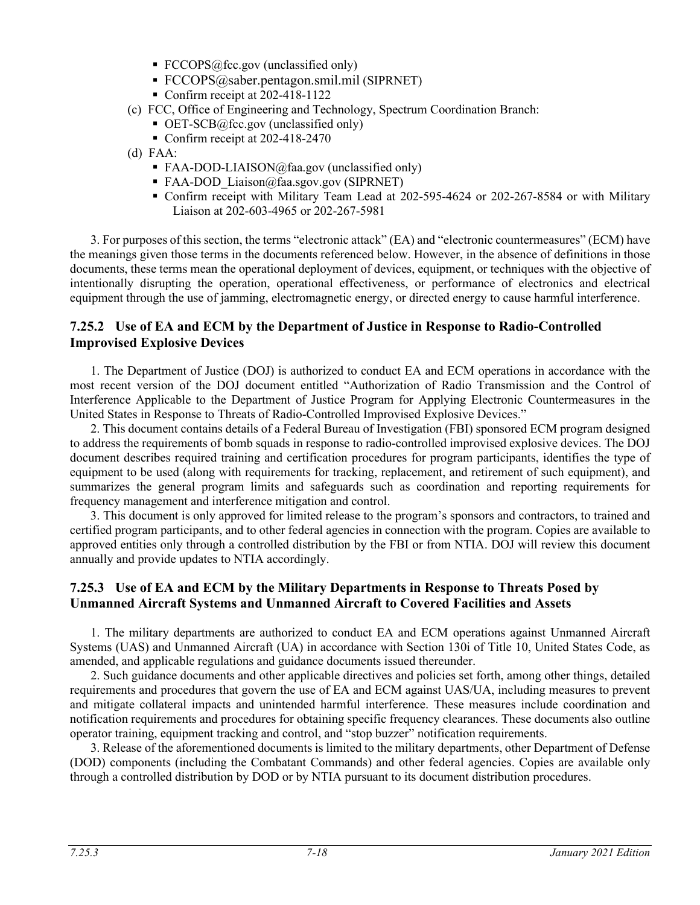- FCCOPS@fcc.gov (unclassified only)
- FCCOPS@saber.pentagon.smil.mil (SIPRNET)
- Confirm receipt at 202-418-1122

(c) FCC, Office of Engineering and Technology, Spectrum Coordination Branch:

- OET-SCB@fcc.gov (unclassified only)
- Confirm receipt at 202-418-2470

(d) FAA:

- FAA-DOD-LIAISON@faa.gov (unclassified only)
- FAA-DOD_Liaison@faa.sgov.gov (SIPRNET)
- Confirm receipt with Military Team Lead at 202-595-4624 or 202-267-8584 or with Military Liaison at 202-603-4965 or 202-267-5981

3. For purposes of this section, the terms "electronic attack" (EA) and "electronic countermeasures" (ECM) have the meanings given those terms in the documents referenced below. However, in the absence of definitions in those documents, these terms mean the operational deployment of devices, equipment, or techniques with the objective of intentionally disrupting the operation, operational effectiveness, or performance of electronics and electrical equipment through the use of jamming, electromagnetic energy, or directed energy to cause harmful interference.

### 7.25.2 Use of EA and ECM by the Department of Justice in Response to Radio-Controlled Improvised Explosive Devices

1. The Department of Justice (DOJ) is authorized to conduct EA and ECM operations in accordance with the most recent version of the DOJ document entitled "Authorization of Radio Transmission and the Control of Interference Applicable to the Department of Justice Program for Applying Electronic Countermeasures in the United States in Response to Threats of Radio-Controlled Improvised Explosive Devices."

2. This document contains details of a Federal Bureau of Investigation (FBI) sponsored ECM program designed to address the requirements of bomb squads in response to radio-controlled improvised explosive devices. The DOJ document describes required training and certification procedures for program participants, identifies the type of equipment to be used (along with requirements for tracking, replacement, and retirement of such equipment), and summarizes the general program limits and safeguards such as coordination and reporting requirements for frequency management and interference mitigation and control.

3. This document is only approved for limited release to the program's sponsors and contractors, to trained and certified program participants, and to other federal agencies in connection with the program. Copies are available to approved entities only through a controlled distribution by the FBI or from NTIA. DOJ will review this document annually and provide updates to NTIA accordingly.

### 7.25.3 Use of EA and ECM by the Military Departments in Response to Threats Posed by Unmanned Aircraft Systems and Unmanned Aircraft to Covered Facilities and Assets

1. The military departments are authorized to conduct EA and ECM operations against Unmanned Aircraft Systems (UAS) and Unmanned Aircraft (UA) in accordance with Section 130i of Title 10, United States Code, as amended, and applicable regulations and guidance documents issued thereunder.

2. Such guidance documents and other applicable directives and policies set forth, among other things, detailed requirements and procedures that govern the use of EA and ECM against UAS/UA, including measures to prevent and mitigate collateral impacts and unintended harmful interference. These measures include coordination and notification requirements and procedures for obtaining specific frequency clearances. These documents also outline operator training, equipment tracking and control, and "stop buzzer" notification requirements.

3. Release of the aforementioned documents is limited to the military departments, other Department of Defense (DOD) components (including the Combatant Commands) and other federal agencies. Copies are available only through a controlled distribution by DOD or by NTIA pursuant to its document distribution procedures.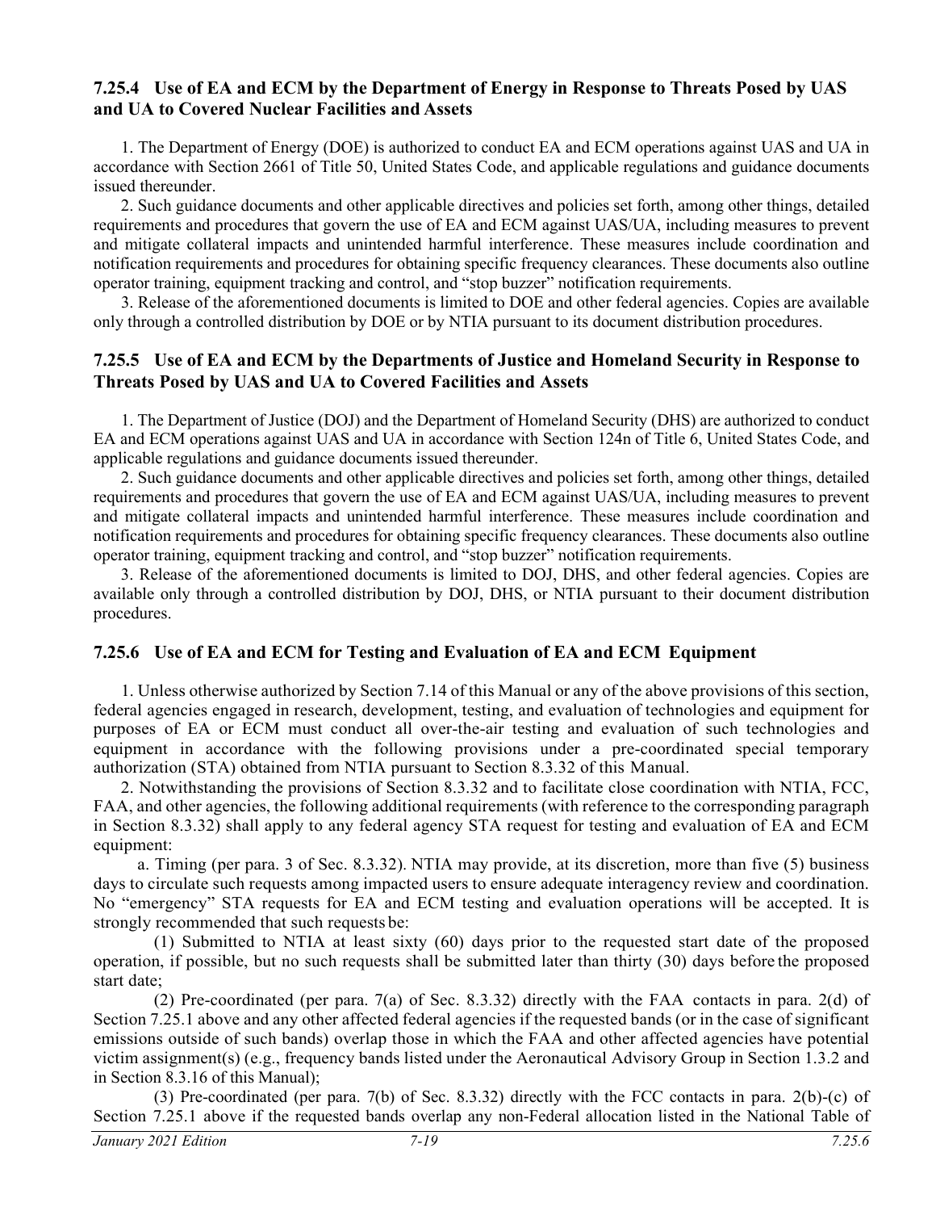### 7.25.4 Use of EA and ECM by the Department of Energy in Response to Threats Posed by UAS and UA to Covered Nuclear Facilities and Assets

1. The Department of Energy (DOE) is authorized to conduct EA and ECM operations against UAS and UA in accordance with Section 2661 of Title 50, United States Code, and applicable regulations and guidance documents issued thereunder.

2. Such guidance documents and other applicable directives and policies set forth, among other things, detailed requirements and procedures that govern the use of EA and ECM against UAS/UA, including measures to prevent and mitigate collateral impacts and unintended harmful interference. These measures include coordination and notification requirements and procedures for obtaining specific frequency clearances. These documents also outline operator training, equipment tracking and control, and "stop buzzer" notification requirements.

3. Release of the aforementioned documents is limited to DOE and other federal agencies. Copies are available only through a controlled distribution by DOE or by NTIA pursuant to its document distribution procedures.

### 7.25.5 Use of EA and ECM by the Departments of Justice and Homeland Security in Response to Threats Posed by UAS and UA to Covered Facilities and Assets

1. The Department of Justice (DOJ) and the Department of Homeland Security (DHS) are authorized to conduct EA and ECM operations against UAS and UA in accordance with Section 124n of Title 6, United States Code, and applicable regulations and guidance documents issued thereunder.

2. Such guidance documents and other applicable directives and policies set forth, among other things, detailed requirements and procedures that govern the use of EA and ECM against UAS/UA, including measures to prevent and mitigate collateral impacts and unintended harmful interference. These measures include coordination and notification requirements and procedures for obtaining specific frequency clearances. These documents also outline operator training, equipment tracking and control, and "stop buzzer" notification requirements.

3. Release of the aforementioned documents is limited to DOJ, DHS, and other federal agencies. Copies are available only through a controlled distribution by DOJ, DHS, or NTIA pursuant to their document distribution procedures.

### 7.25.6 Use of EA and ECM for Testing and Evaluation of EA and ECM Equipment

1. Unless otherwise authorized by Section 7.14 of this Manual or any of the above provisions of this section, federal agencies engaged in research, development, testing, and evaluation of technologies and equipment for purposes of EA or ECM must conduct all over-the-air testing and evaluation of such technologies and equipment in accordance with the following provisions under a pre-coordinated special temporary authorization (STA) obtained from NTIA pursuant to Section 8.3.32 of this Manual.

2. Notwithstanding the provisions of Section 8.3.32 and to facilitate close coordination with NTIA, FCC, FAA, and other agencies, the following additional requirements (with reference to the corresponding paragraph in Section 8.3.32) shall apply to any federal agency STA request for testing and evaluation of EA and ECM equipment:

a. Timing (per para. 3 of Sec. 8.3.32). NTIA may provide, at its discretion, more than five (5) business days to circulate such requests among impacted users to ensure adequate interagency review and coordination. No "emergency" STA requests for EA and ECM testing and evaluation operations will be accepted. It is strongly recommended that such requests be:

(1) Submitted to NTIA at least sixty (60) days prior to the requested start date of the proposed operation, if possible, but no such requests shall be submitted later than thirty (30) days before the proposed start date;

(2) Pre-coordinated (per para. 7(a) of Sec. 8.3.32) directly with the FAA contacts in para. 2(d) of Section 7.25.1 above and any other affected federal agencies if the requested bands (or in the case of significant emissions outside of such bands) overlap those in which the FAA and other affected agencies have potential victim assignment(s) (e.g., frequency bands listed under the Aeronautical Advisory Group in Section 1.3.2 and in Section 8.3.16 of this Manual);

(3) Pre-coordinated (per para. 7(b) of Sec. 8.3.32) directly with the FCC contacts in para. 2(b)-(c) of Section 7.25.1 above if the requested bands overlap any non-Federal allocation listed in the National Table of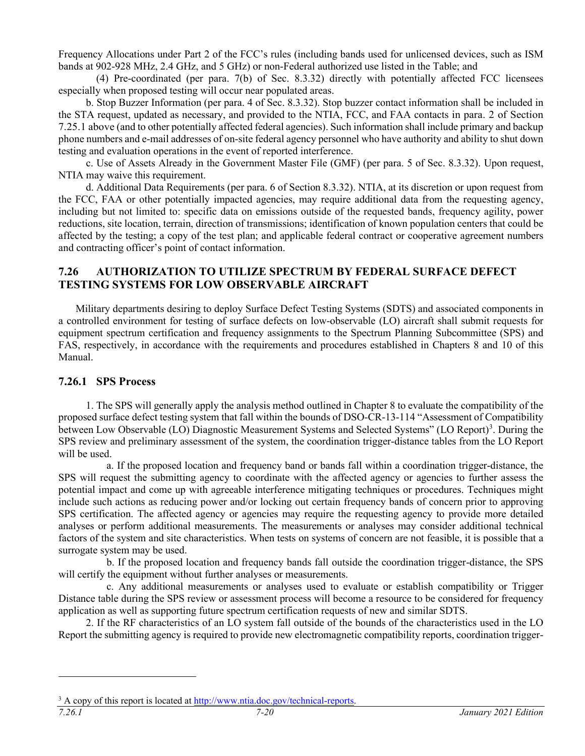Frequency Allocations under Part 2 of the FCC's rules (including bands used for unlicensed devices, such as ISM bands at 902-928 MHz, 2.4 GHz, and 5 GHz) or non-Federal authorized use listed in the Table; and

(4) Pre-coordinated (per para. 7(b) of Sec. 8.3.32) directly with potentially affected FCC licensees especially when proposed testing will occur near populated areas.

b. Stop Buzzer Information (per para. 4 of Sec. 8.3.32). Stop buzzer contact information shall be included in the STA request, updated as necessary, and provided to the NTIA, FCC, and FAA contacts in para. 2 of Section 7.25.1 above (and to other potentially affected federal agencies). Such information shall include primary and backup phone numbers and e-mail addresses of on-site federal agency personnel who have authority and ability to shut down testing and evaluation operations in the event of reported interference.

c. Use of Assets Already in the Government Master File (GMF) (per para. 5 of Sec. 8.3.32). Upon request, NTIA may waive this requirement.

d. Additional Data Requirements (per para. 6 of Section 8.3.32). NTIA, at its discretion or upon request from the FCC, FAA or other potentially impacted agencies, may require additional data from the requesting agency, including but not limited to: specific data on emissions outside of the requested bands, frequency agility, power reductions, site location, terrain, direction of transmissions; identification of known population centers that could be affected by the testing; a copy of the test plan; and applicable federal contract or cooperative agreement numbers and contracting officer's point of contact information.

## 7.26 AUTHORIZATION TO UTILIZE SPECTRUM BY FEDERAL SURFACE DEFECT TESTING SYSTEMS FOR LOW OBSERVABLE AIRCRAFT

Military departments desiring to deploy Surface Defect Testing Systems (SDTS) and associated components in a controlled environment for testing of surface defects on low-observable (LO) aircraft shall submit requests for equipment spectrum certification and frequency assignments to the Spectrum Planning Subcommittee (SPS) and FAS, respectively, in accordance with the requirements and procedures established in Chapters 8 and 10 of this Manual.

### 7.26.1 SPS Process

1. The SPS will generally apply the analysis method outlined in Chapter 8 to evaluate the compatibility of the proposed surface defect testing system that fall within the bounds of DSO-CR-13-114 "Assessment of Compatibility between Low Observable (LO) Diagnostic Measurement Systems and Selected Systems" (LO Report)[3]. During the SPS review and preliminary assessment of the system, the coordination trigger-distance tables from the LO Report will be used.

a. If the proposed location and frequency band or bands fall within a coordination trigger-distance, the SPS will request the submitting agency to coordinate with the affected agency or agencies to further assess the potential impact and come up with agreeable interference mitigating techniques or procedures. Techniques might include such actions as reducing power and/or locking out certain frequency bands of concern prior to approving SPS certification. The affected agency or agencies may require the requesting agency to provide more detailed analyses or perform additional measurements. The measurements or analyses may consider additional technical factors of the system and site characteristics. When tests on systems of concern are not feasible, it is possible that a surrogate system may be used.

b. If the proposed location and frequency bands fall outside the coordination trigger-distance, the SPS will certify the equipment without further analyses or measurements.

c. Any additional measurements or analyses used to evaluate or establish compatibility or Trigger Distance table during the SPS review or assessment process will become a resource to be considered for frequency application as well as supporting future spectrum certification requests of new and similar SDTS.

2. If the RF characteristics of an LO system fall outside of the bounds of the characteristics used in the LO Report the submitting agency is required to provide new electromagnetic compatibility reports, coordination trigger-

[3] A copy of this report is located at http://www.ntia.doc.gov/technical-reports.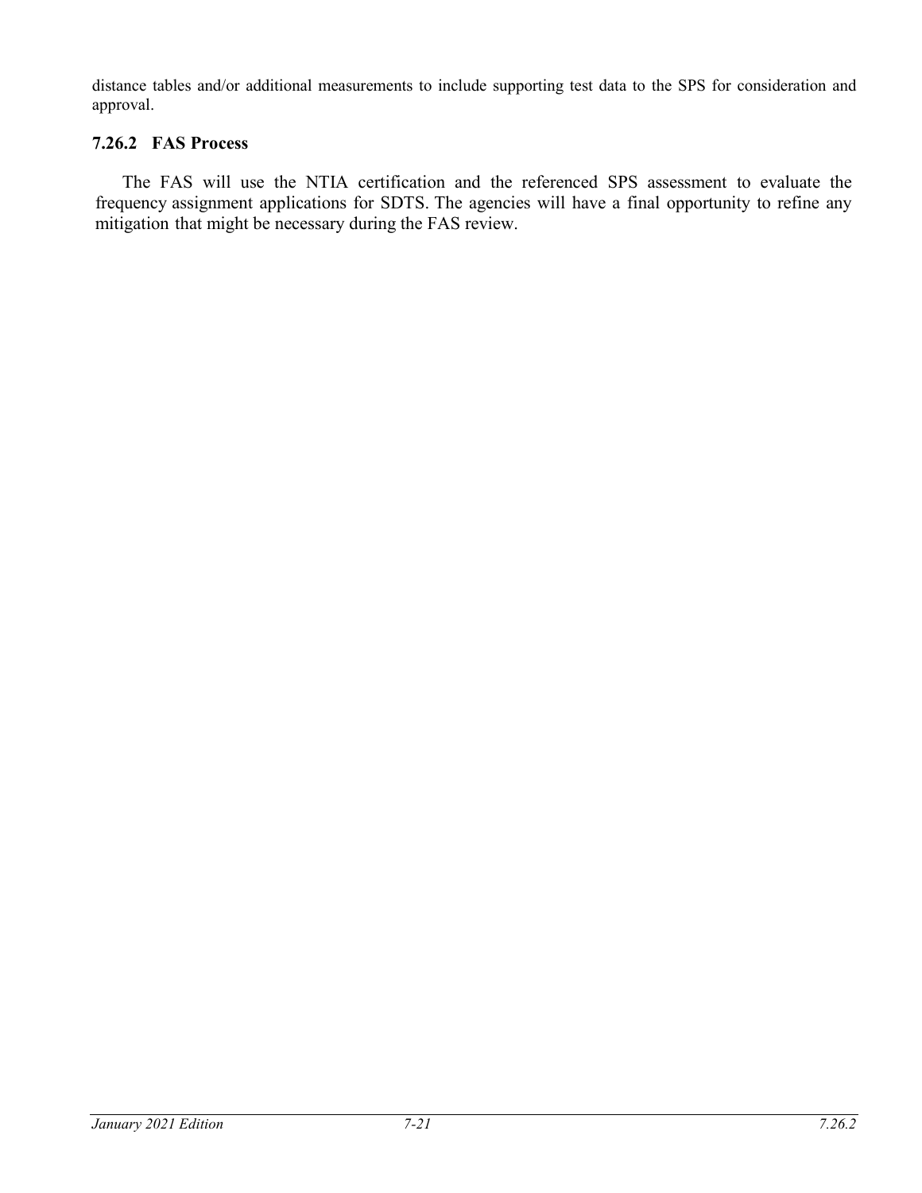distance tables and/or additional measurements to include supporting test data to the SPS for consideration and approval.

### 7.26.2 FAS Process

The FAS will use the NTIA certification and the referenced SPS assessment to evaluate the frequency assignment applications for SDTS. The agencies will have a final opportunity to refine any mitigation that might be necessary during the FAS review.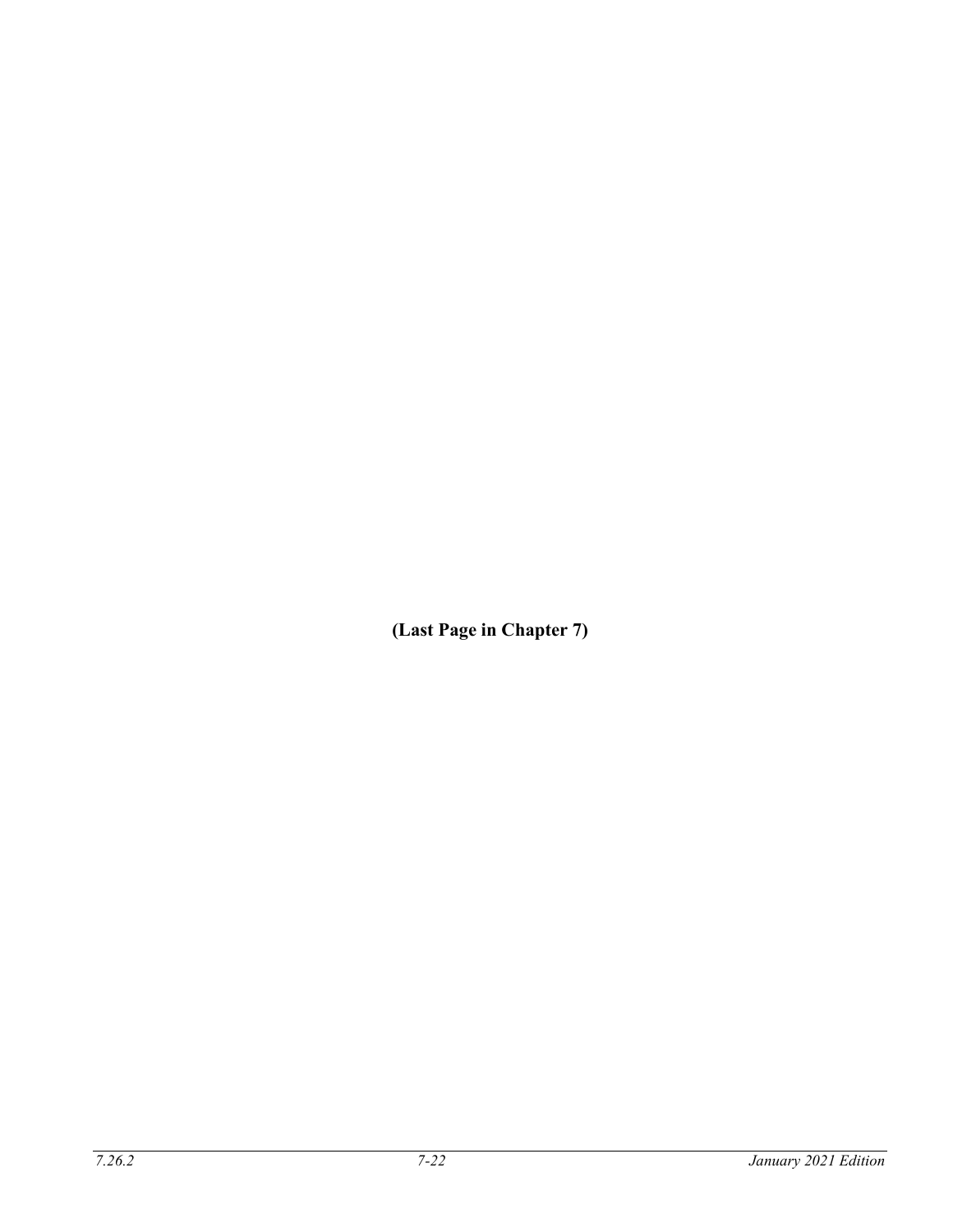**(Last Page in Chapter 7)**